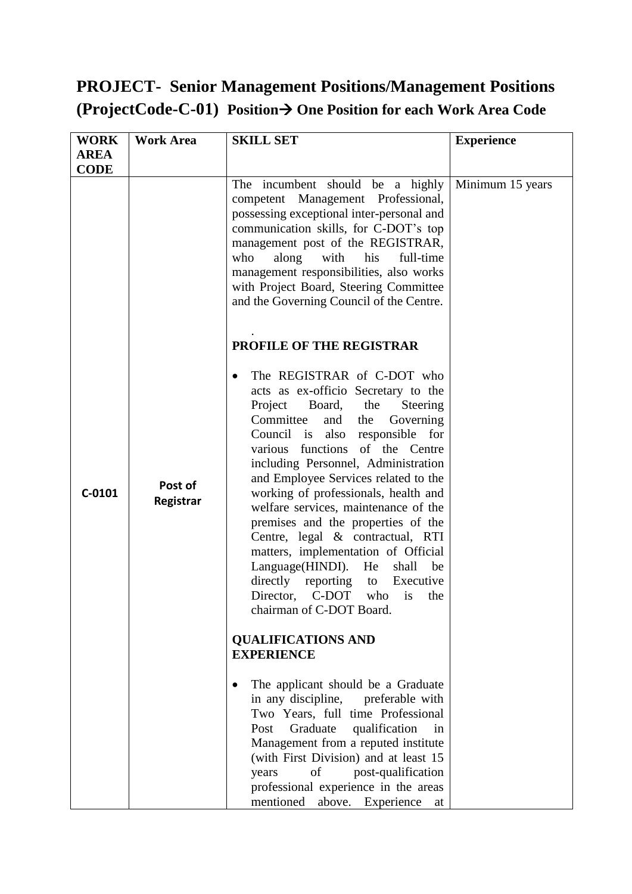# PROJECT- Senior Management Positions/Management Positions (ProjectCode-C-01) Position→ One Position for each Work Area Code

| WORK AREA CODE | Work Area | SKILL SET | Experience |
|---|---|---|---|
| C-0101 | Post of Registrar | The incumbent should be a highly competent Management Professional, possessing exceptional inter-personal and communication skills, for C-DOT's top management post of the REGISTRAR, who along with his full-time management responsibilities, also works with Project Board, Steering Committee and the Governing Council of the Centre.<br><br>.<br><br>**PROFILE OF THE REGISTRAR**<br><br>• The REGISTRAR of C-DOT who acts as ex-officio Secretary to the Project Board, the Steering Committee and the Governing Council is also responsible for various functions of the Centre including Personnel, Administration and Employee Services related to the working of professionals, health and welfare services, maintenance of the premises and the properties of the Centre, legal & contractual, RTI matters, implementation of Official Language(HINDI). He shall be directly reporting to Executive Director, C-DOT who is the chairman of C-DOT Board.<br><br>**QUALIFICATIONS AND EXPERIENCE**<br><br>• The applicant should be a Graduate in any discipline, preferable with Two Years, full time Professional Post Graduate qualification in Management from a reputed institute (with First Division) and at least 15 years of post-qualification professional experience in the areas mentioned above. Experience at | Minimum 15 years |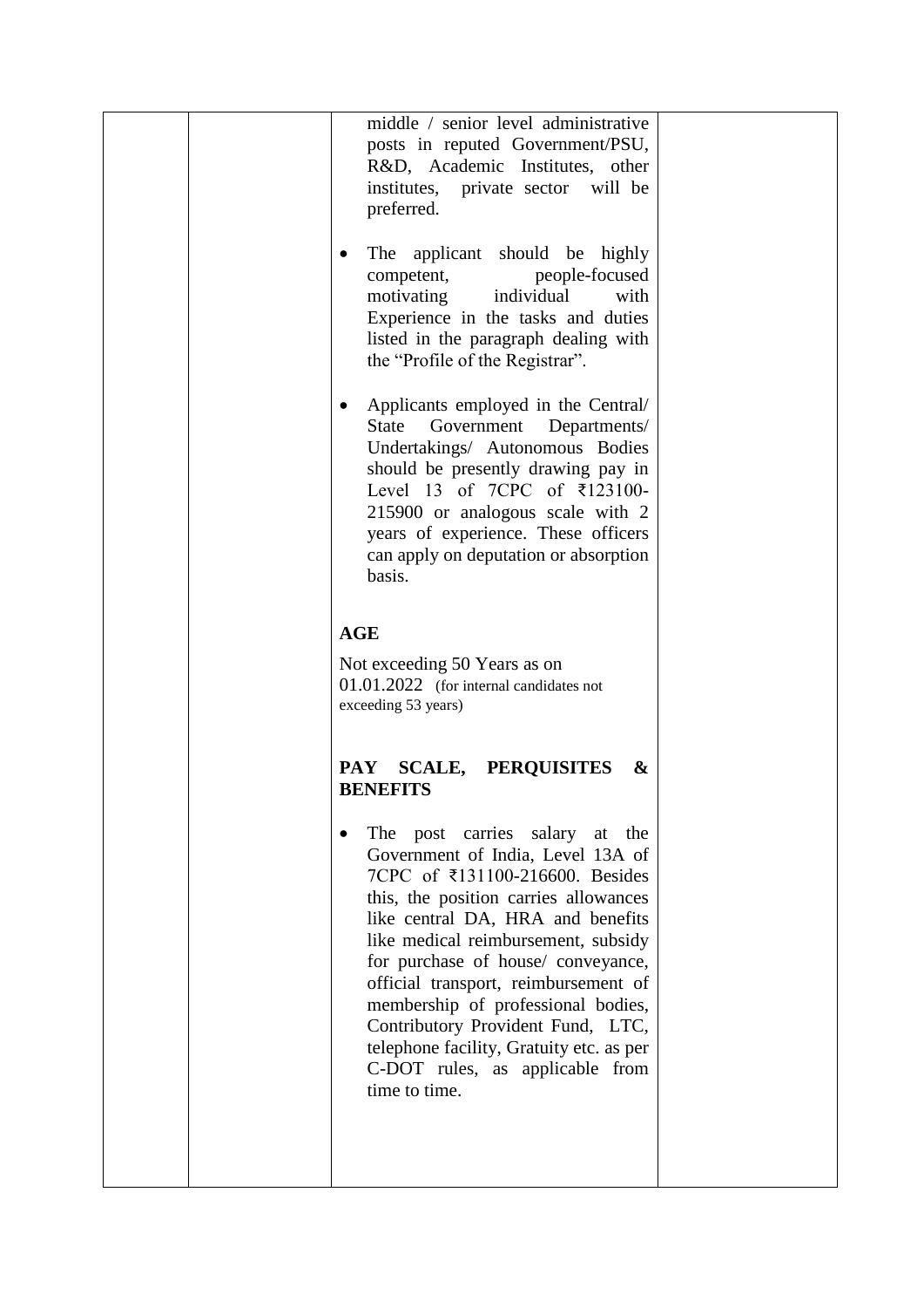| | | middle / senior level administrative posts in reputed Government/PSU, R&D, Academic Institutes, other institutes, private sector will be preferred.<br><br>• The applicant should be highly competent, people-focused motivating individual with Experience in the tasks and duties listed in the paragraph dealing with the "Profile of the Registrar".<br><br>• Applicants employed in the Central/ State Government Departments/ Undertakings/ Autonomous Bodies should be presently drawing pay in Level 13 of 7CPC of ₹123100-215900 or analogous scale with 2 years of experience. These officers can apply on deputation or absorption basis.<br><br>**AGE**<br><br>Not exceeding 50 Years as on 01.01.2022 (for internal candidates not exceeding 53 years)<br><br>**PAY SCALE, PERQUISITES & BENEFITS**<br><br>• The post carries salary at the Government of India, Level 13A of 7CPC of ₹131100-216600. Besides this, the position carries allowances like central DA, HRA and benefits like medical reimbursement, subsidy for purchase of house/ conveyance, official transport, reimbursement of membership of professional bodies, Contributory Provident Fund, LTC, telephone facility, Gratuity etc. as per C-DOT rules, as applicable from time to time. | |
|---|---|---|---|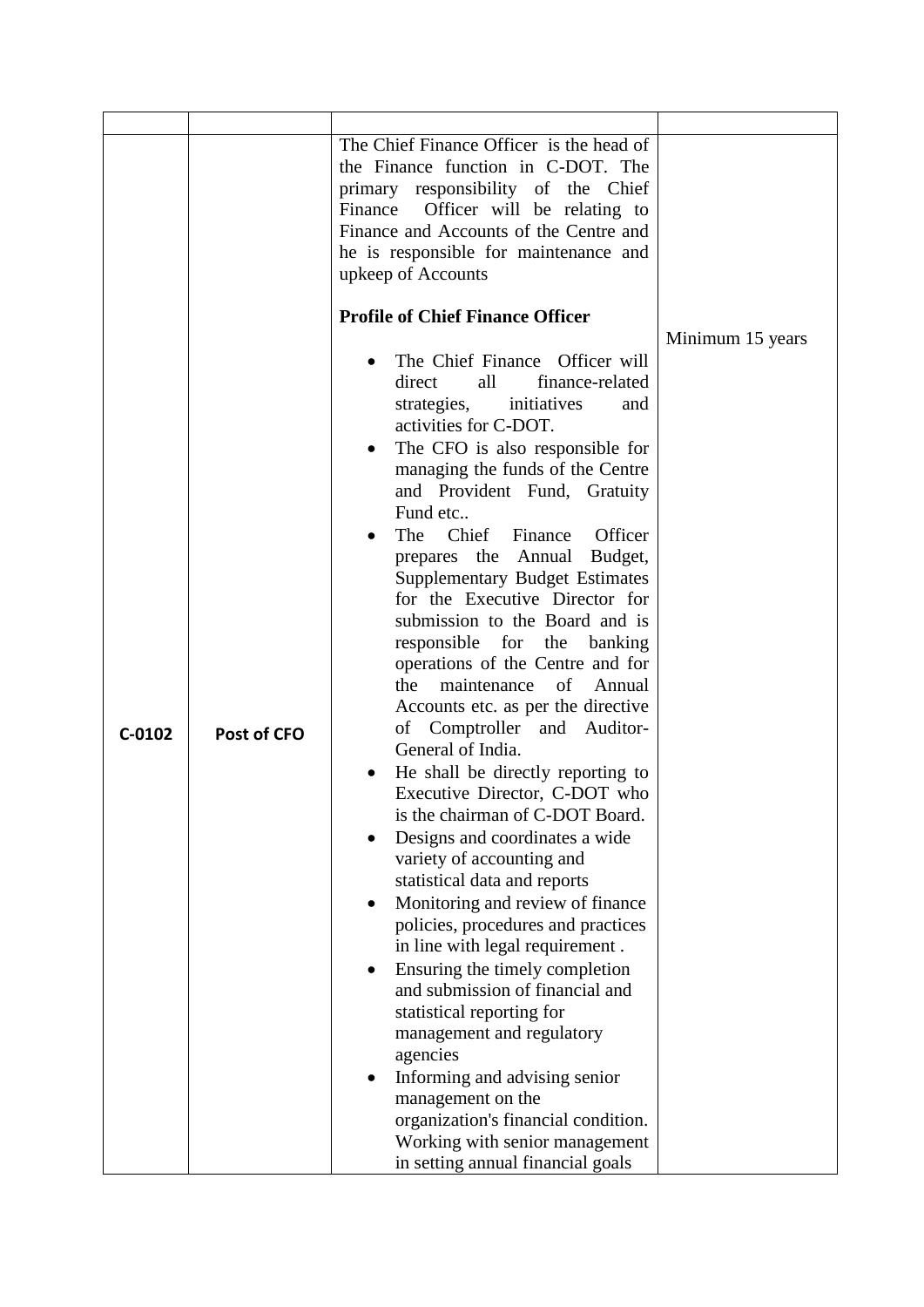| | | | |
|---|---|---|---|
| C-0102 | **Post of CFO** | The Chief Finance Officer is the head of the Finance function in C-DOT. The primary responsibility of the Chief Finance Officer will be relating to Finance and Accounts of the Centre and he is responsible for maintenance and upkeep of Accounts<br><br>**Profile of Chief Finance Officer**<br><br>• The Chief Finance Officer will direct all finance-related strategies, initiatives and activities for C-DOT.<br>• The CFO is also responsible for managing the funds of the Centre and Provident Fund, Gratuity Fund etc..<br>• The Chief Finance Officer prepares the Annual Budget, Supplementary Budget Estimates for the Executive Director for submission to the Board and is responsible for the banking operations of the Centre and for the maintenance of Annual Accounts etc. as per the directive of Comptroller and Auditor-General of India.<br>• He shall be directly reporting to Executive Director, C-DOT who is the chairman of C-DOT Board.<br>• Designs and coordinates a wide variety of accounting and statistical data and reports<br>• Monitoring and review of finance policies, procedures and practices in line with legal requirement .<br>• Ensuring the timely completion and submission of financial and statistical reporting for management and regulatory agencies<br>• Informing and advising senior management on the organization's financial condition. Working with senior management in setting annual financial goals | Minimum 15 years |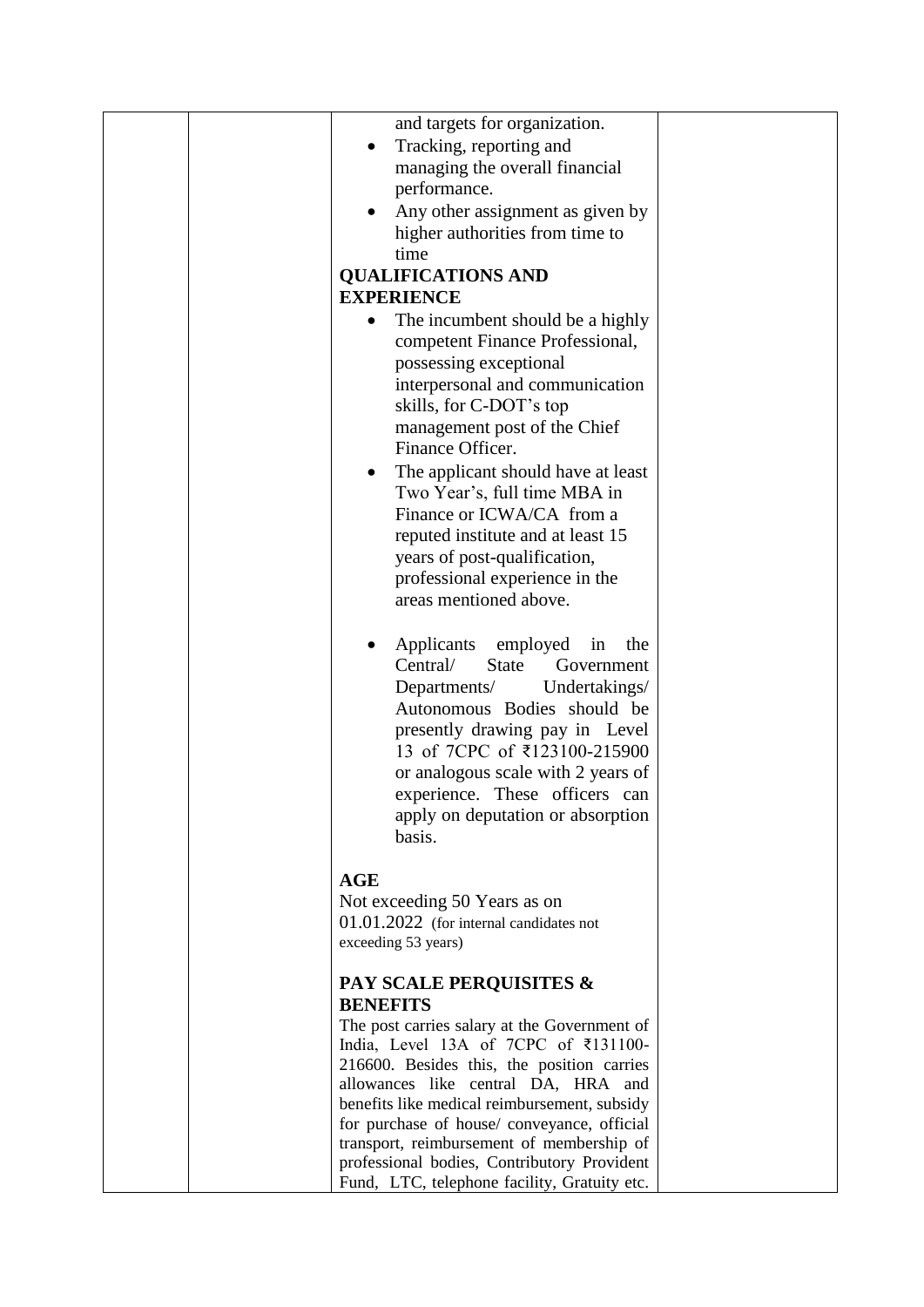| | | and targets for organization.<br>• Tracking, reporting and managing the overall financial performance.<br>• Any other assignment as given by higher authorities from time to time<br>**QUALIFICATIONS AND EXPERIENCE**<br>• The incumbent should be a highly competent Finance Professional, possessing exceptional interpersonal and communication skills, for C-DOT's top management post of the Chief Finance Officer.<br>• The applicant should have at least Two Year's, full time MBA in Finance or ICWA/CA from a reputed institute and at least 15 years of post-qualification, professional experience in the areas mentioned above.<br>• Applicants employed in the Central/ State Government Departments/ Undertakings/ Autonomous Bodies should be presently drawing pay in Level 13 of 7CPC of ₹123100-215900 or analogous scale with 2 years of experience. These officers can apply on deputation or absorption basis.<br>**AGE**<br>Not exceeding 50 Years as on 01.01.2022 (for internal candidates not exceeding 53 years)<br>**PAY SCALE PERQUISITES & BENEFITS**<br>The post carries salary at the Government of India, Level 13A of 7CPC of ₹131100-216600. Besides this, the position carries allowances like central DA, HRA and benefits like medical reimbursement, subsidy for purchase of house/ conveyance, official transport, reimbursement of membership of professional bodies, Contributory Provident Fund, LTC, telephone facility, Gratuity etc. | |
|---|---|---|---|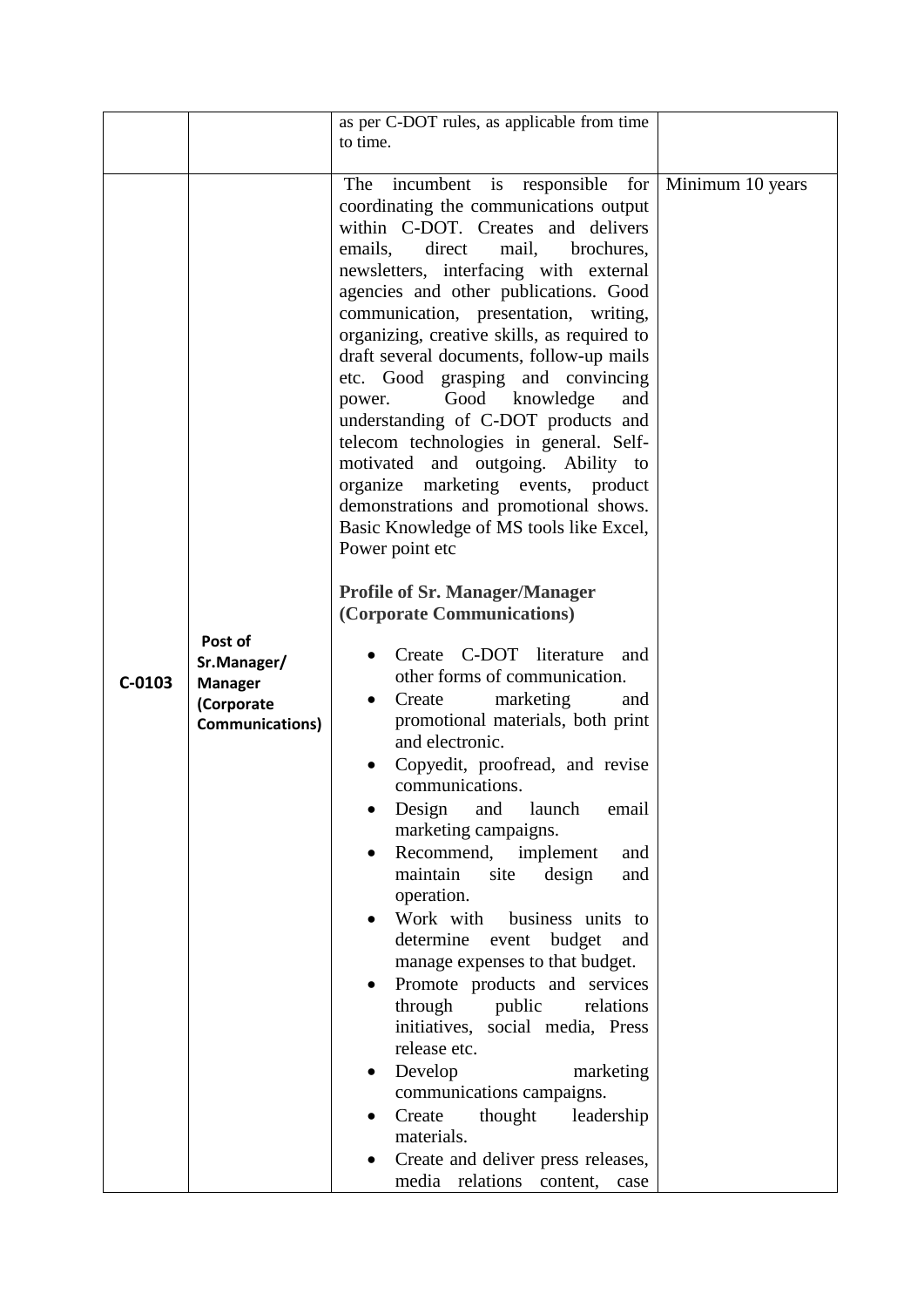| | | | |
|---|---|---|---|
| | | as per C-DOT rules, as applicable from time to time. | |
| C-0103 | **Post of Sr.Manager/ Manager (Corporate Communications)** | The incumbent is responsible for coordinating the communications output within C-DOT. Creates and delivers emails, direct mail, brochures, newsletters, interfacing with external agencies and other publications. Good communication, presentation, writing, organizing, creative skills, as required to draft several documents, follow-up mails etc. Good grasping and convincing power. Good knowledge and understanding of C-DOT products and telecom technologies in general. Self-motivated and outgoing. Ability to organize marketing events, product demonstrations and promotional shows. Basic Knowledge of MS tools like Excel, Power point etc<br><br>**Profile of Sr. Manager/Manager (Corporate Communications)**<br><br>• Create C-DOT literature and other forms of communication.<br>• Create marketing and promotional materials, both print and electronic.<br>• Copyedit, proofread, and revise communications.<br>• Design and launch email marketing campaigns.<br>• Recommend, implement and maintain site design and operation.<br>• Work with business units to determine event budget and manage expenses to that budget.<br>• Promote products and services through public relations initiatives, social media, Press release etc.<br>• Develop marketing communications campaigns.<br>• Create thought leadership materials.<br>• Create and deliver press releases, media relations content, case | Minimum 10 years |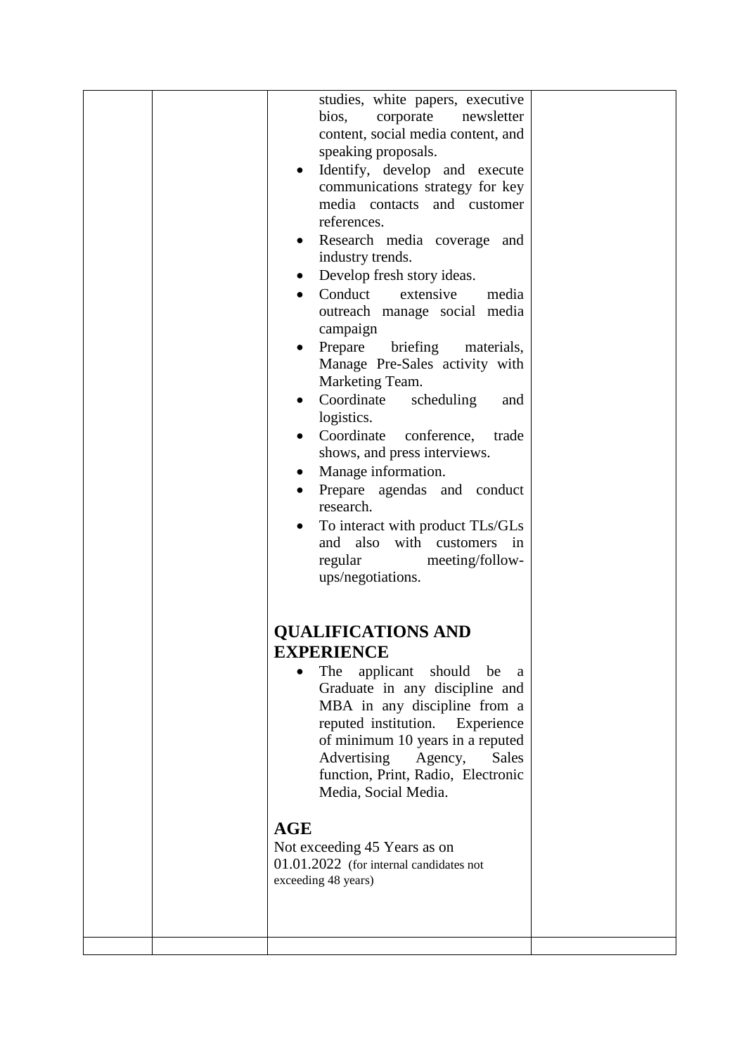| | | studies, white papers, executive bios, corporate newsletter content, social media content, and speaking proposals.<br>• Identify, develop and execute communications strategy for key media contacts and customer references.<br>• Research media coverage and industry trends.<br>• Develop fresh story ideas.<br>• Conduct extensive media outreach manage social media campaign<br>• Prepare briefing materials, Manage Pre-Sales activity with Marketing Team.<br>• Coordinate scheduling and logistics.<br>• Coordinate conference, trade shows, and press interviews.<br>• Manage information.<br>• Prepare agendas and conduct research.<br>• To interact with product TLs/GLs and also with customers in regular meeting/follow-ups/negotiations.<br><br>**QUALIFICATIONS AND EXPERIENCE**<br>• The applicant should be a Graduate in any discipline and MBA in any discipline from a reputed institution. Experience of minimum 10 years in a reputed Advertising Agency, Sales function, Print, Radio, Electronic Media, Social Media.<br><br>**AGE**<br>Not exceeding 45 Years as on 01.01.2022 (for internal candidates not exceeding 48 years) | |
|---|---|---|---|
| | | | |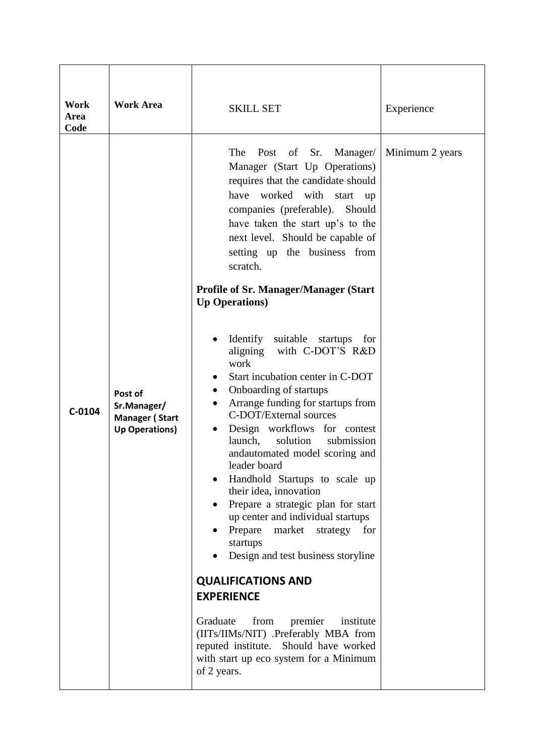| Work Area Code | Work Area | SKILL SET | Experience |
|---|---|---|---|
| **C-0104** | **Post of Sr.Manager/ Manager ( Start Up Operations)** | The Post of Sr. Manager/ Manager (Start Up Operations) requires that the candidate should have worked with start up companies (preferable). Should have taken the start up's to the next level. Should be capable of setting up the business from scratch.<br><br>**Profile of Sr. Manager/Manager (Start Up Operations)**<br><br>• Identify suitable startups for aligning with C-DOT'S R&D work<br>• Start incubation center in C-DOT<br>• Onboarding of startups<br>• Arrange funding for startups from C-DOT/External sources<br>• Design workflows for contest launch, solution submission andautomated model scoring and leader board<br>• Handhold Startups to scale up their idea, innovation<br>• Prepare a strategic plan for start up center and individual startups<br>• Prepare market strategy for startups<br>• Design and test business storyline<br><br>**QUALIFICATIONS AND EXPERIENCE**<br><br>Graduate from premier institute (IITs/IIMs/NIT) .Preferably MBA from reputed institute. Should have worked with start up eco system for a Minimum of 2 years. | Minimum 2 years |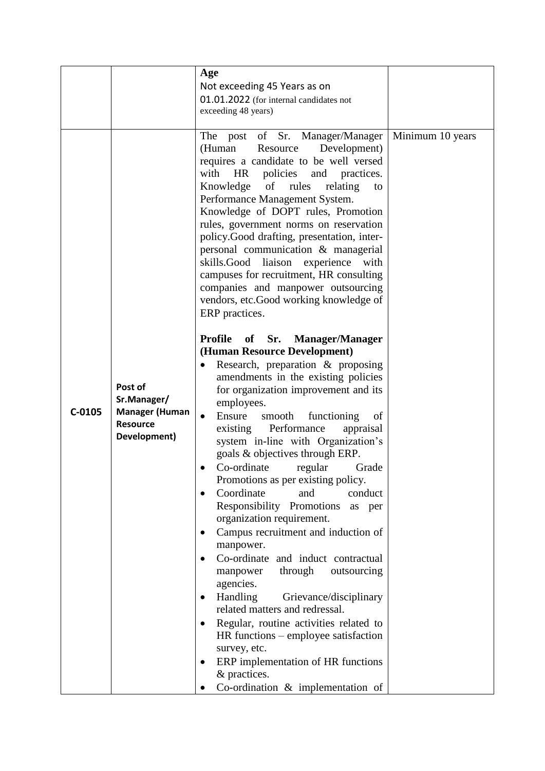| | | | |
|---|---|---|---|
| | | **Age**<br>Not exceeding 45 Years as on 01.01.2022 (for internal candidates not exceeding 48 years) | |
| **C-0105** | **Post of Sr.Manager/ Manager (Human Resource Development)** | The post of Sr. Manager/Manager (Human Resource Development) requires a candidate to be well versed with HR policies and practices. Knowledge of rules relating to Performance Management System. Knowledge of DOPT rules, Promotion rules, government norms on reservation policy.Good drafting, presentation, inter-personal communication & managerial skills.Good liaison experience with campuses for recruitment, HR consulting companies and manpower outsourcing vendors, etc.Good working knowledge of ERP practices.<br><br>**Profile of Sr. Manager/Manager (Human Resource Development)**<br>• Research, preparation & proposing amendments in the existing policies for organization improvement and its employees.<br>• Ensure smooth functioning of existing Performance appraisal system in-line with Organization's goals & objectives through ERP.<br>• Co-ordinate regular Grade Promotions as per existing policy.<br>• Coordinate and conduct Responsibility Promotions as per organization requirement.<br>• Campus recruitment and induction of manpower.<br>• Co-ordinate and induct contractual manpower through outsourcing agencies.<br>• Handling Grievance/disciplinary related matters and redressal.<br>• Regular, routine activities related to HR functions – employee satisfaction survey, etc.<br>• ERP implementation of HR functions & practices.<br>• Co-ordination & implementation of | Minimum 10 years |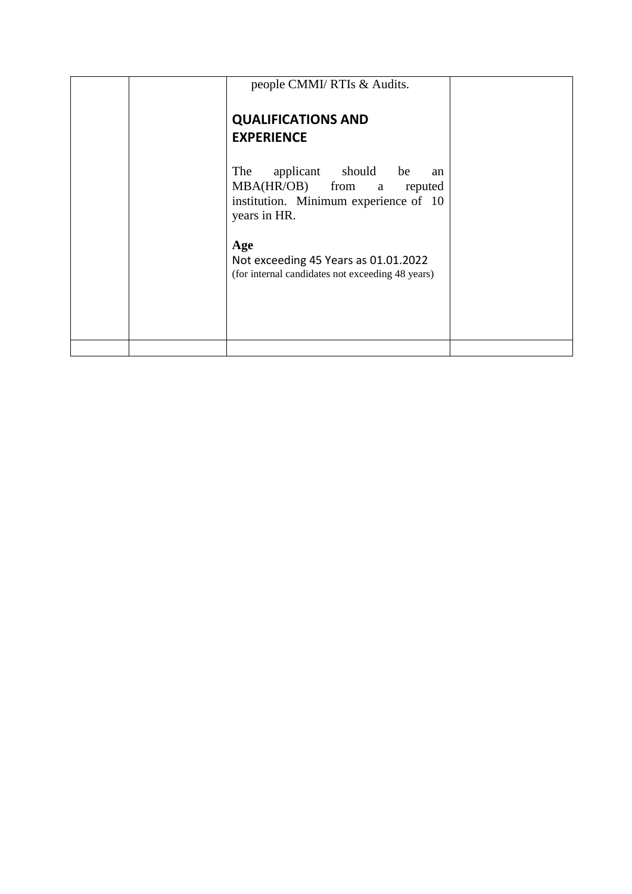|  |  | people CMMI/ RTIs & Audits.<br><br>**QUALIFICATIONS AND EXPERIENCE**<br><br>The applicant should be an MBA(HR/OB) from a reputed institution. Minimum experience of 10 years in HR.<br><br>**Age**<br>Not exceeding 45 Years as 01.01.2022<br>(for internal candidates not exceeding 48 years) |  |
|---|---|---|---|
|  |  |  |  |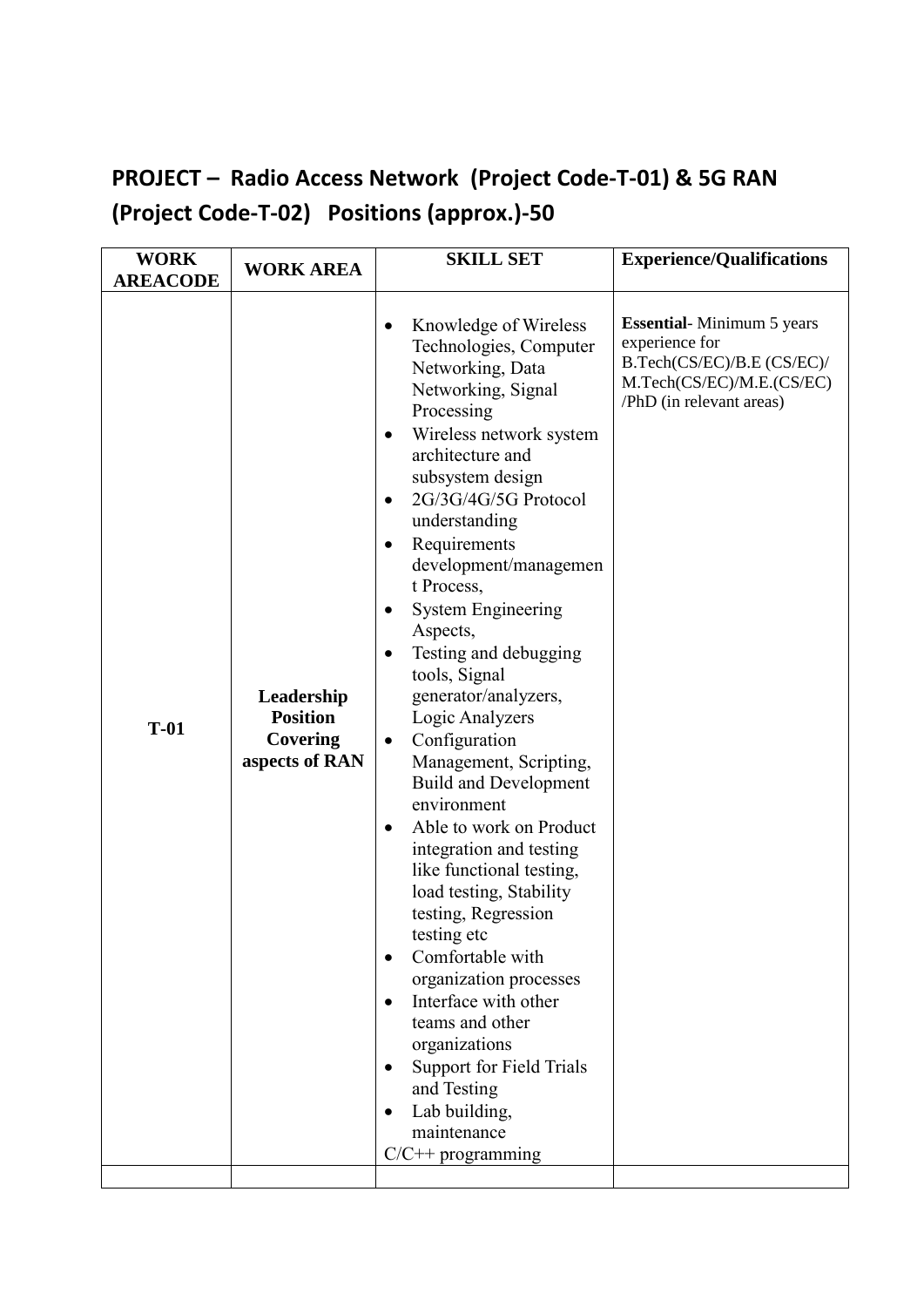## PROJECT – Radio Access Network (Project Code-T-01) & 5G RAN (Project Code-T-02) Positions (approx.)-50

| WORK AREACODE | WORK AREA | SKILL SET | Experience/Qualifications |
|---|---|---|---|
| T-01 | **Leadership Position Covering aspects of RAN** | • Knowledge of Wireless Technologies, Computer Networking, Data Networking, Signal Processing<br>• Wireless network system architecture and subsystem design<br>• 2G/3G/4G/5G Protocol understanding<br>• Requirements development/management Process,<br>• System Engineering Aspects,<br>• Testing and debugging tools, Signal generator/analyzers, Logic Analyzers<br>• Configuration Management, Scripting, Build and Development environment<br>• Able to work on Product integration and testing like functional testing, load testing, Stability testing, Regression testing etc<br>• Comfortable with organization processes<br>• Interface with other teams and other organizations<br>• Support for Field Trials and Testing<br>• Lab building, maintenance<br>C/C++ programming | **Essential**- Minimum 5 years experience for B.Tech(CS/EC)/B.E (CS/EC)/ M.Tech(CS/EC)/M.E.(CS/EC) /PhD (in relevant areas) |
| | | | |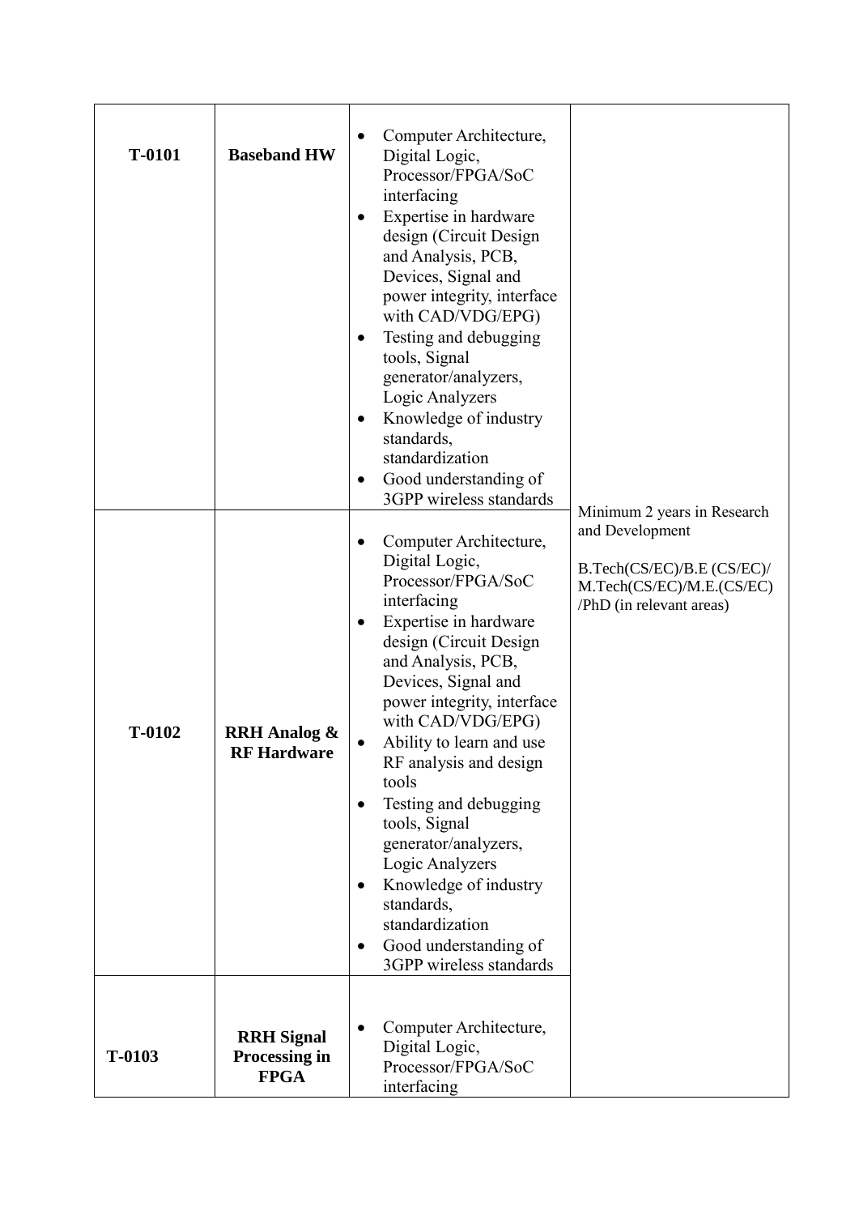| | | | |
|---|---|---|---|
| **T-0101** | **Baseband HW** | • Computer Architecture, Digital Logic, Processor/FPGA/SoC interfacing<br>• Expertise in hardware design (Circuit Design and Analysis, PCB, Devices, Signal and power integrity, interface with CAD/VDG/EPG)<br>• Testing and debugging tools, Signal generator/analyzers, Logic Analyzers<br>• Knowledge of industry standards, standardization<br>• Good understanding of 3GPP wireless standards | Minimum 2 years in Research and Development<br><br>B.Tech(CS/EC)/B.E (CS/EC)/ M.Tech(CS/EC)/M.E.(CS/EC) /PhD (in relevant areas) |
| **T-0102** | **RRH Analog & RF Hardware** | • Computer Architecture, Digital Logic, Processor/FPGA/SoC interfacing<br>• Expertise in hardware design (Circuit Design and Analysis, PCB, Devices, Signal and power integrity, interface with CAD/VDG/EPG)<br>• Ability to learn and use RF analysis and design tools<br>• Testing and debugging tools, Signal generator/analyzers, Logic Analyzers<br>• Knowledge of industry standards, standardization<br>• Good understanding of 3GPP wireless standards | |
| **T-0103** | **RRH Signal Processing in FPGA** | • Computer Architecture, Digital Logic, Processor/FPGA/SoC interfacing | |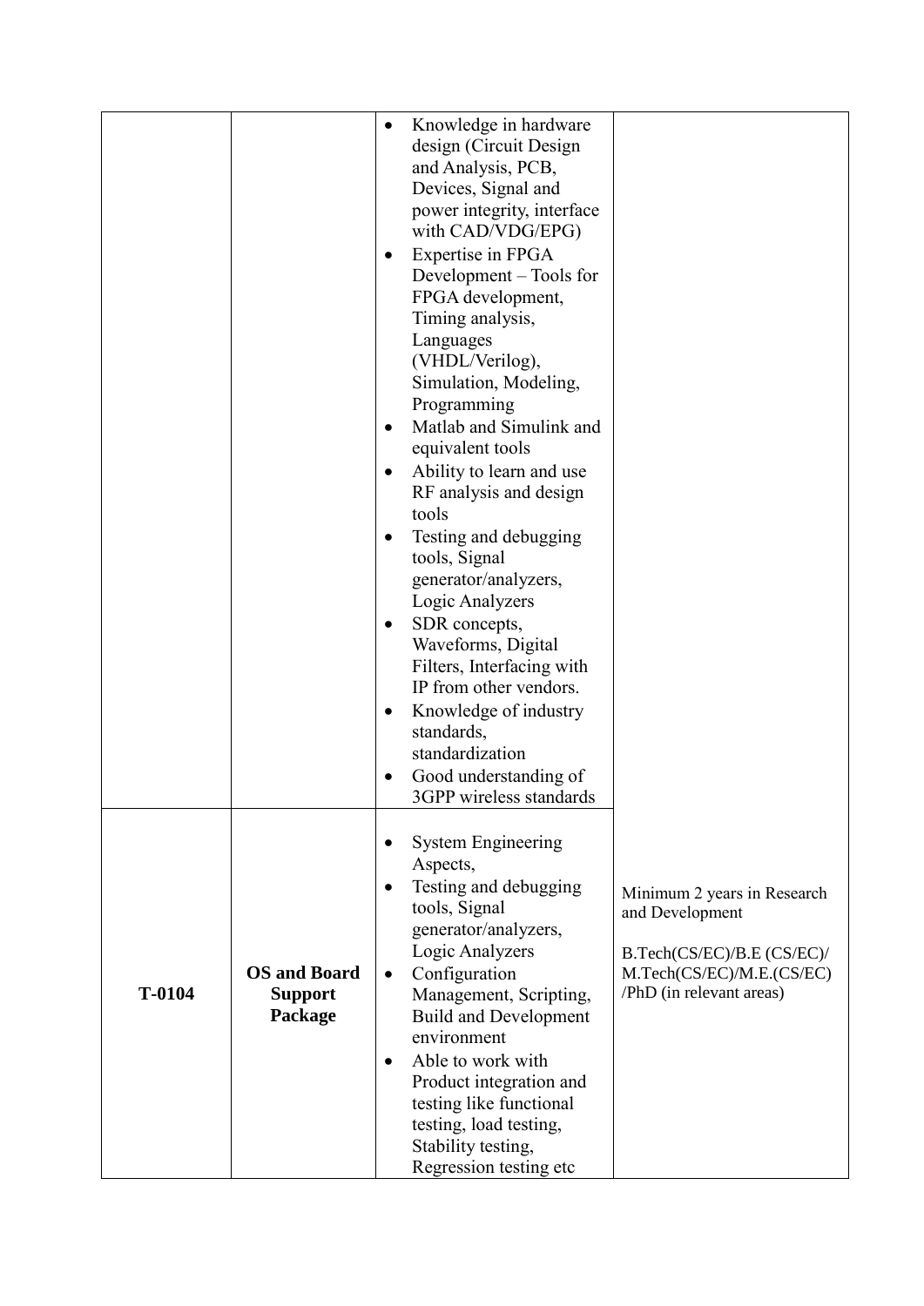| | | | |
|---|---|---|---|
| | | • Knowledge in hardware design (Circuit Design and Analysis, PCB, Devices, Signal and power integrity, interface with CAD/VDG/EPG)<br>• Expertise in FPGA Development – Tools for FPGA development, Timing analysis, Languages (VHDL/Verilog), Simulation, Modeling, Programming<br>• Matlab and Simulink and equivalent tools<br>• Ability to learn and use RF analysis and design tools<br>• Testing and debugging tools, Signal generator/analyzers, Logic Analyzers<br>• SDR concepts, Waveforms, Digital Filters, Interfacing with IP from other vendors.<br>• Knowledge of industry standards, standardization<br>• Good understanding of 3GPP wireless standards | |
| **T-0104** | **OS and Board Support Package** | • System Engineering Aspects,<br>• Testing and debugging tools, Signal generator/analyzers, Logic Analyzers<br>• Configuration Management, Scripting, Build and Development environment<br>• Able to work with Product integration and testing like functional testing, load testing, Stability testing, Regression testing etc | Minimum 2 years in Research and Development<br><br>B.Tech(CS/EC)/B.E (CS/EC)/ M.Tech(CS/EC)/M.E.(CS/EC) /PhD (in relevant areas) |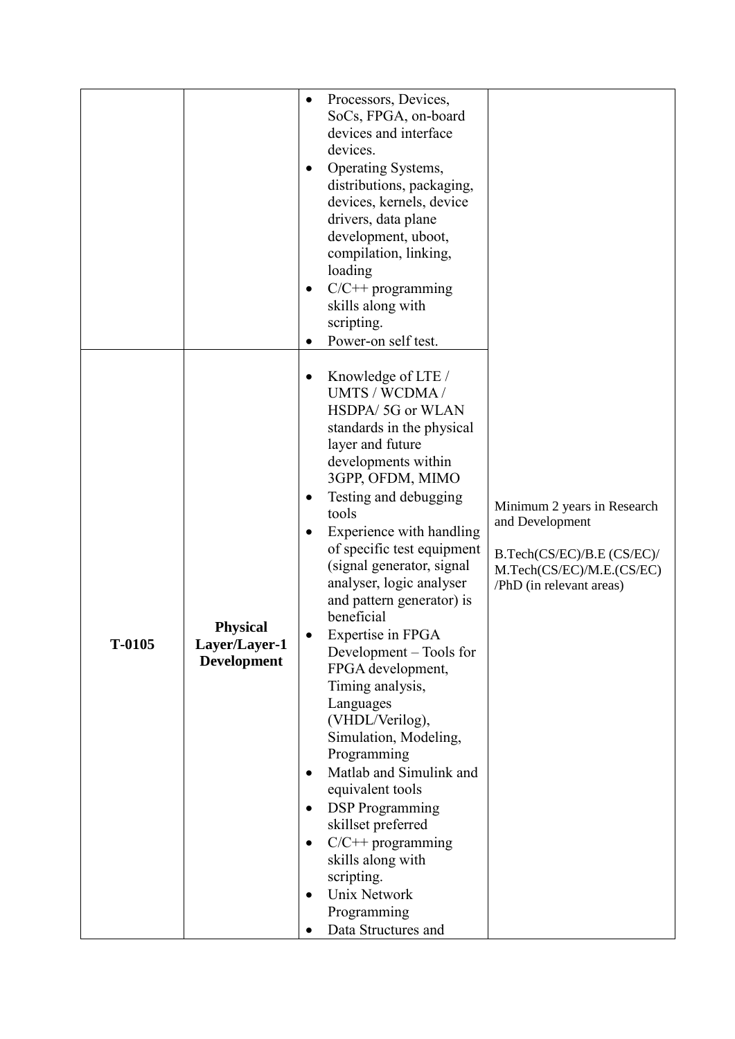| | | | |
|---|---|---|---|
| | | • Processors, Devices, SoCs, FPGA, on-board devices and interface devices.<br>• Operating Systems, distributions, packaging, devices, kernels, device drivers, data plane development, uboot, compilation, linking, loading<br>• C/C++ programming skills along with scripting.<br>• Power-on self test. | |
| **T-0105** | **Physical Layer/Layer-1 Development** | • Knowledge of LTE / UMTS / WCDMA / HSDPA/ 5G or WLAN standards in the physical layer and future developments within 3GPP, OFDM, MIMO<br>• Testing and debugging tools<br>• Experience with handling of specific test equipment (signal generator, signal analyser, logic analyser and pattern generator) is beneficial<br>• Expertise in FPGA Development – Tools for FPGA development, Timing analysis, Languages (VHDL/Verilog), Simulation, Modeling, Programming<br>• Matlab and Simulink and equivalent tools<br>• DSP Programming skillset preferred<br>• C/C++ programming skills along with scripting.<br>• Unix Network Programming<br>• Data Structures and | Minimum 2 years in Research and Development<br><br>B.Tech(CS/EC)/B.E (CS/EC)/ M.Tech(CS/EC)/M.E.(CS/EC) /PhD (in relevant areas) |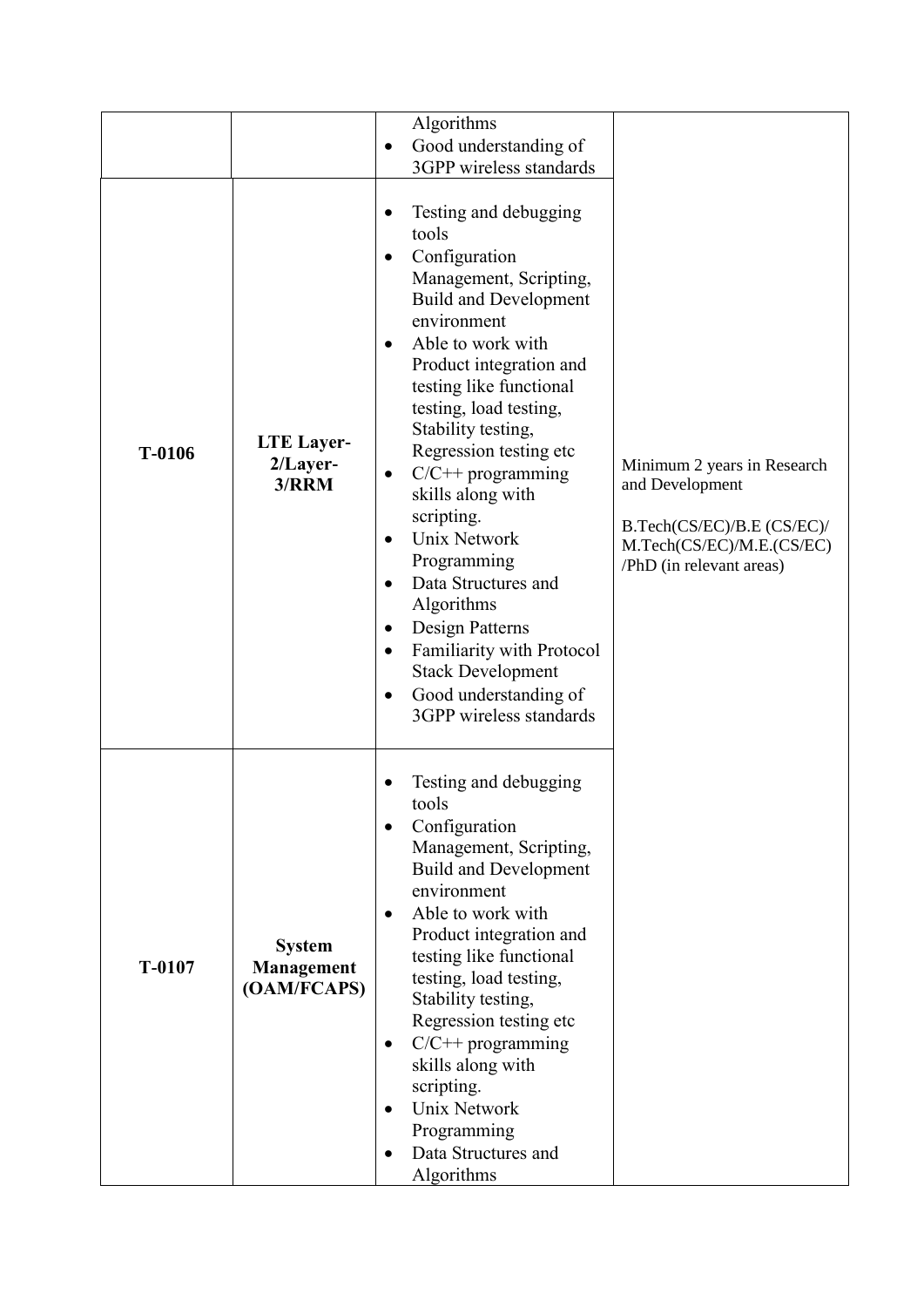| | | | |
|---|---|---|---|
| | | Algorithms<br>• Good understanding of 3GPP wireless standards | |
| T-0106 | **LTE Layer-2/Layer-3/RRM** | • Testing and debugging tools<br>• Configuration Management, Scripting, Build and Development environment<br>• Able to work with Product integration and testing like functional testing, load testing, Stability testing, Regression testing etc<br>• C/C++ programming skills along with scripting.<br>• Unix Network Programming<br>• Data Structures and Algorithms<br>• Design Patterns<br>• Familiarity with Protocol Stack Development<br>• Good understanding of 3GPP wireless standards | Minimum 2 years in Research and Development<br><br>B.Tech(CS/EC)/B.E (CS/EC)/ M.Tech(CS/EC)/M.E.(CS/EC) /PhD (in relevant areas) |
| T-0107 | **System Management (OAM/FCAPS)** | • Testing and debugging tools<br>• Configuration Management, Scripting, Build and Development environment<br>• Able to work with Product integration and testing like functional testing, load testing, Stability testing, Regression testing etc<br>• C/C++ programming skills along with scripting.<br>• Unix Network Programming<br>• Data Structures and Algorithms | |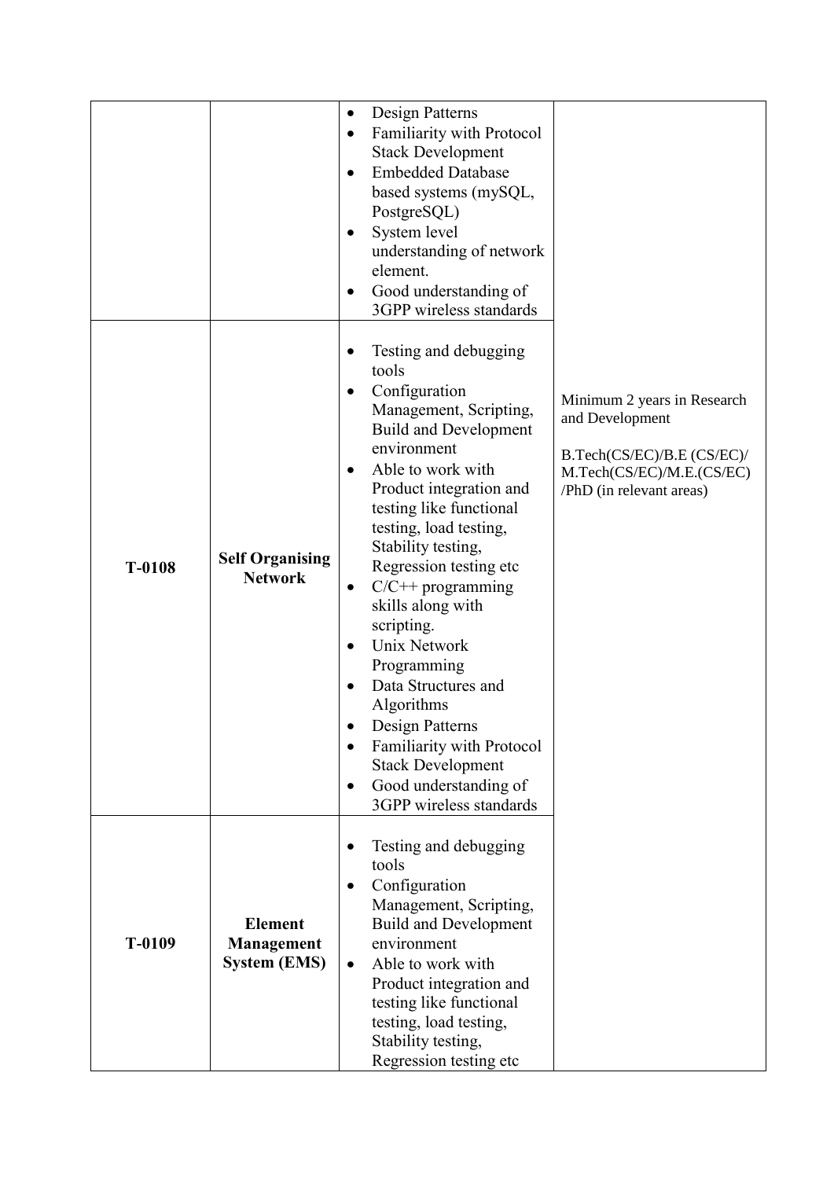| | | | |
|---|---|---|---|
| | | • Design Patterns<br>• Familiarity with Protocol Stack Development<br>• Embedded Database based systems (mySQL, PostgreSQL)<br>• System level understanding of network element.<br>• Good understanding of 3GPP wireless standards | |
| **T-0108** | **Self Organising Network** | • Testing and debugging tools<br>• Configuration Management, Scripting, Build and Development environment<br>• Able to work with Product integration and testing like functional testing, load testing, Stability testing, Regression testing etc<br>• C/C++ programming skills along with scripting.<br>• Unix Network Programming<br>• Data Structures and Algorithms<br>• Design Patterns<br>• Familiarity with Protocol Stack Development<br>• Good understanding of 3GPP wireless standards | Minimum 2 years in Research and Development<br><br>B.Tech(CS/EC)/B.E (CS/EC)/ M.Tech(CS/EC)/M.E.(CS/EC) /PhD (in relevant areas) |
| **T-0109** | **Element Management System (EMS)** | • Testing and debugging tools<br>• Configuration Management, Scripting, Build and Development environment<br>• Able to work with Product integration and testing like functional testing, load testing, Stability testing, Regression testing etc | |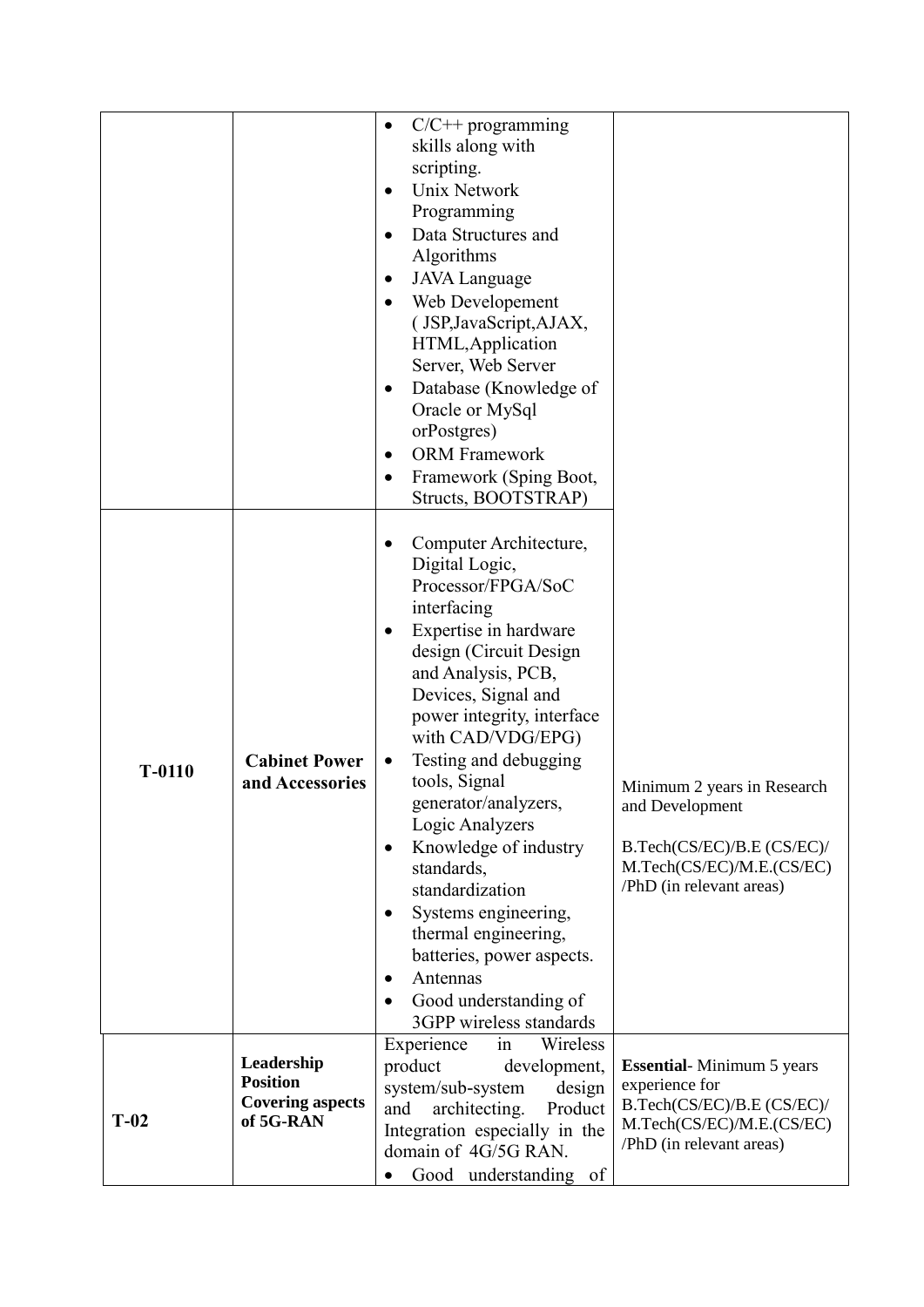| | | | |
|---|---|---|---|
| | | • C/C++ programming skills along with scripting.<br>• Unix Network Programming<br>• Data Structures and Algorithms<br>• JAVA Language<br>• Web Developement ( JSP,JavaScript,AJAX, HTML,Application Server, Web Server<br>• Database (Knowledge of Oracle or MySql orPostgres)<br>• ORM Framework<br>• Framework (Sping Boot, Structs, BOOTSTRAP) | |
| **T-0110** | **Cabinet Power and Accessories** | • Computer Architecture, Digital Logic, Processor/FPGA/SoC interfacing<br>• Expertise in hardware design (Circuit Design and Analysis, PCB, Devices, Signal and power integrity, interface with CAD/VDG/EPG)<br>• Testing and debugging tools, Signal generator/analyzers, Logic Analyzers<br>• Knowledge of industry standards, standardization<br>• Systems engineering, thermal engineering, batteries, power aspects.<br>• Antennas<br>• Good understanding of 3GPP wireless standards | Minimum 2 years in Research and Development<br><br>B.Tech(CS/EC)/B.E (CS/EC)/ M.Tech(CS/EC)/M.E.(CS/EC) /PhD (in relevant areas) |
| **T-02** | **Leadership Position Covering aspects of 5G-RAN** | Experience in Wireless product development, system/sub-system design and architecting. Product Integration especially in the domain of 4G/5G RAN.<br>• Good understanding of | **Essential**- Minimum 5 years experience for B.Tech(CS/EC)/B.E (CS/EC)/ M.Tech(CS/EC)/M.E.(CS/EC) /PhD (in relevant areas) |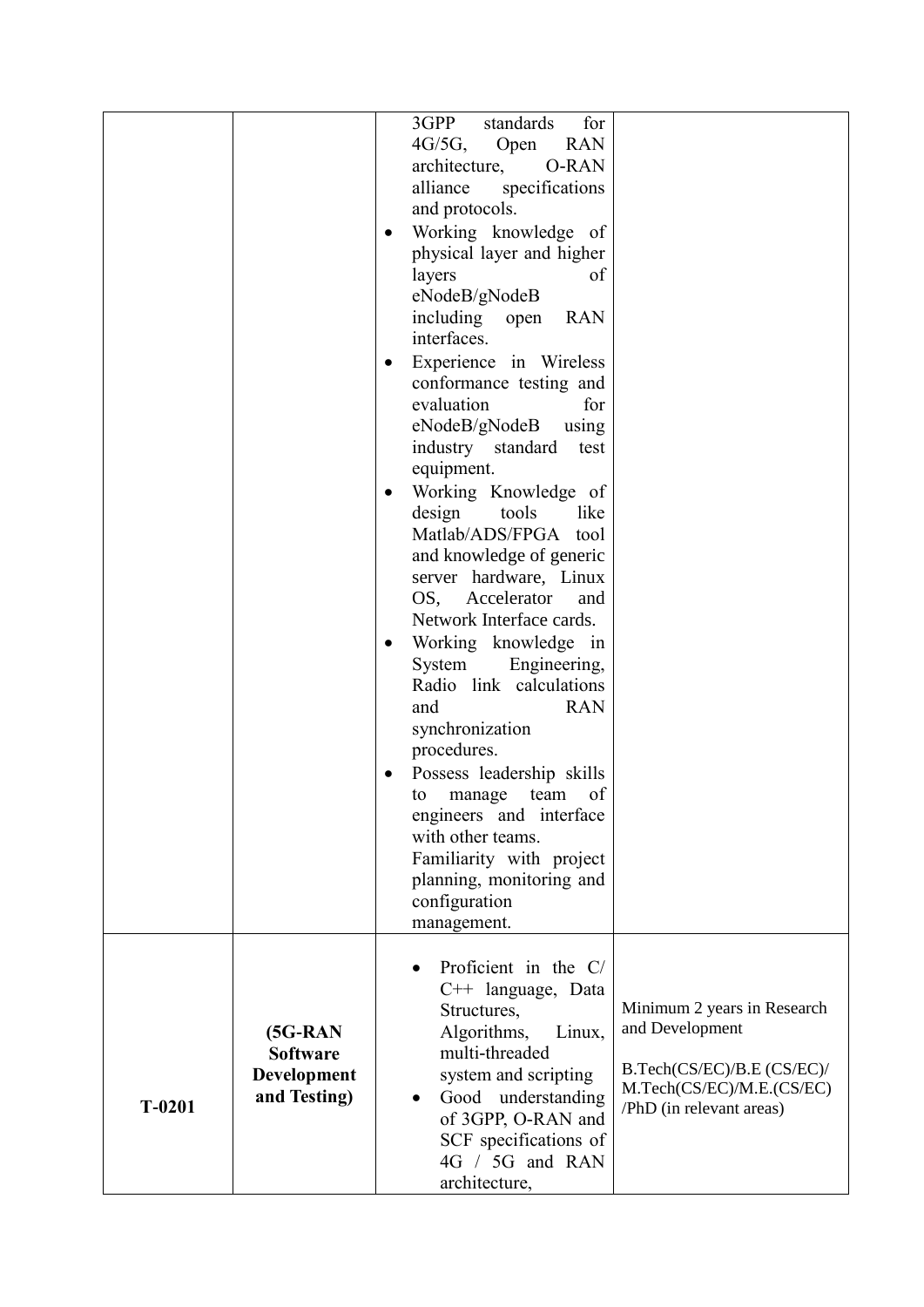| | | | |
|---|---|---|---|
| | | 3GPP standards for 4G/5G, Open RAN architecture, O-RAN alliance specifications and protocols.<br>• Working knowledge of physical layer and higher layers of eNodeB/gNodeB including open RAN interfaces.<br>• Experience in Wireless conformance testing and evaluation for eNodeB/gNodeB using industry standard test equipment.<br>• Working Knowledge of design tools like Matlab/ADS/FPGA tool and knowledge of generic server hardware, Linux OS, Accelerator and Network Interface cards.<br>• Working knowledge in System Engineering, Radio link calculations and RAN synchronization procedures.<br>• Possess leadership skills to manage team of engineers and interface with other teams. Familiarity with project planning, monitoring and configuration management. | |
| **T-0201** | **(5G-RAN Software Development and Testing)** | • Proficient in the C/ C++ language, Data Structures, Algorithms, Linux, multi-threaded system and scripting<br>• Good understanding of 3GPP, O-RAN and SCF specifications of 4G / 5G and RAN architecture, | Minimum 2 years in Research and Development<br><br>B.Tech(CS/EC)/B.E (CS/EC)/ M.Tech(CS/EC)/M.E.(CS/EC) /PhD (in relevant areas) |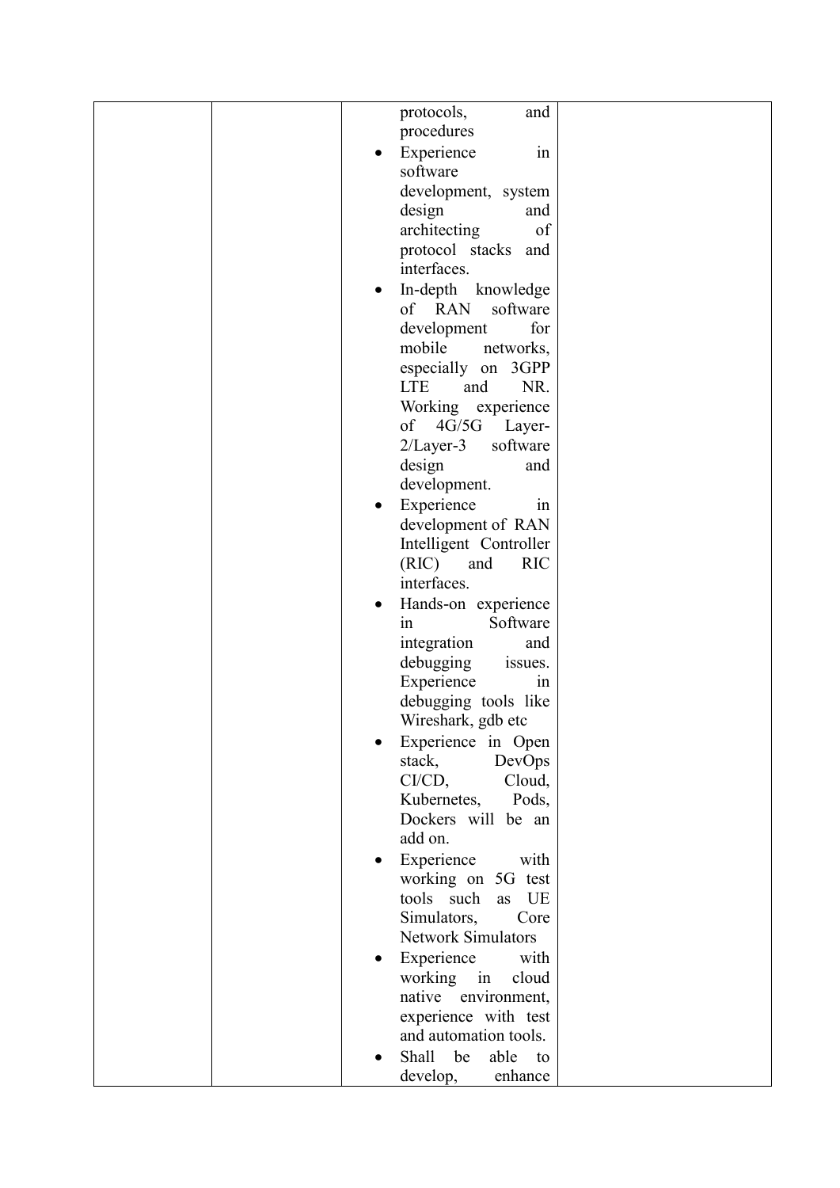|  |  |  |  |
|---|---|---|---|
|  |  | protocols, and procedures<br>• Experience in software development, system design and architecting of protocol stacks and interfaces.<br>• In-depth knowledge of RAN software development for mobile networks, especially on 3GPP LTE and NR. Working experience of 4G/5G Layer-2/Layer-3 software design and development.<br>• Experience in development of RAN Intelligent Controller (RIC) and RIC interfaces.<br>• Hands-on experience in Software integration and debugging issues. Experience in debugging tools like Wireshark, gdb etc<br>• Experience in Open stack, DevOps CI/CD, Cloud, Kubernetes, Pods, Dockers will be an add on.<br>• Experience with working on 5G test tools such as UE Simulators, Core Network Simulators<br>• Experience with working in cloud native environment, experience with test and automation tools.<br>• Shall be able to develop, enhance |  |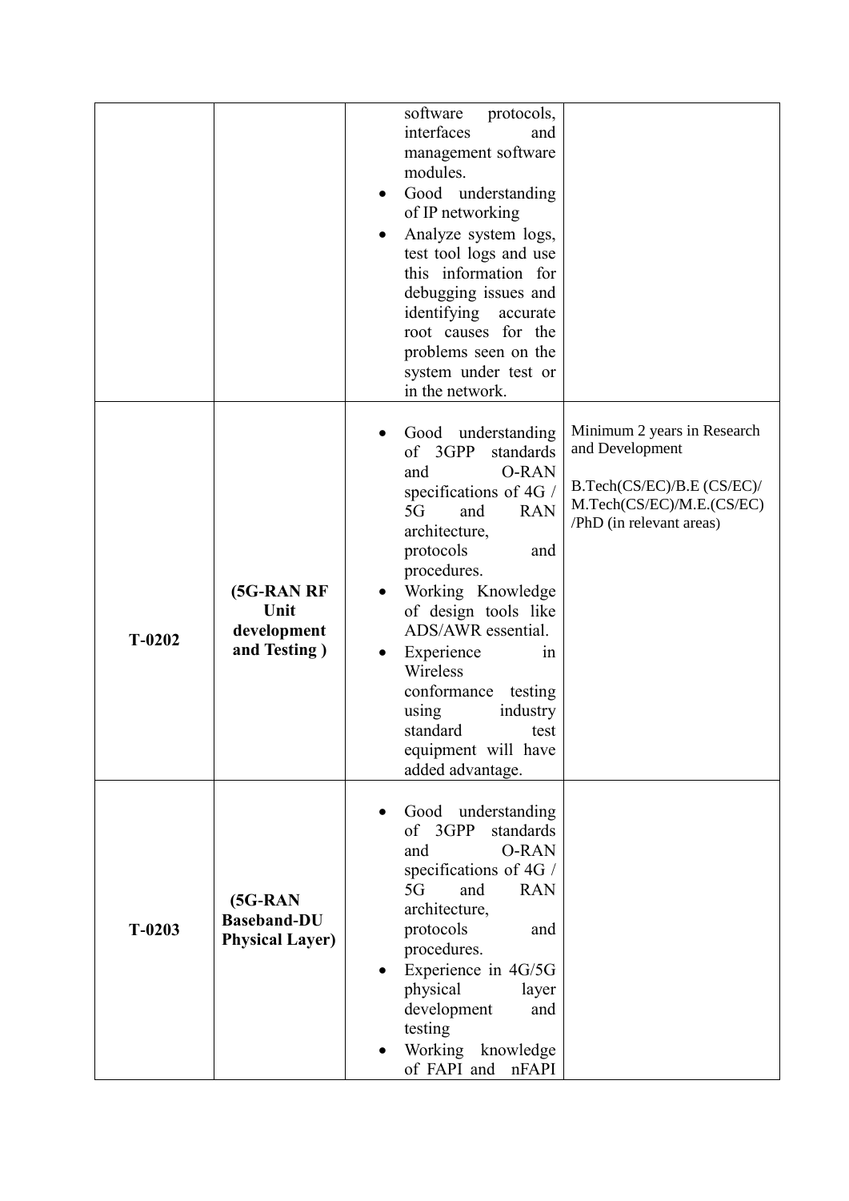| | | | |
|---|---|---|---|
| | | software protocols, interfaces and management software modules.<br>• Good understanding of IP networking<br>• Analyze system logs, test tool logs and use this information for debugging issues and identifying accurate root causes for the problems seen on the system under test or in the network. | |
| **T-0202** | **(5G-RAN RF Unit development and Testing )** | • Good understanding of 3GPP standards and O-RAN specifications of 4G / 5G and RAN architecture, protocols and procedures.<br>• Working Knowledge of design tools like ADS/AWR essential.<br>• Experience in Wireless conformance testing using industry standard test equipment will have added advantage. | Minimum 2 years in Research and Development<br><br>B.Tech(CS/EC)/B.E (CS/EC)/ M.Tech(CS/EC)/M.E.(CS/EC) /PhD (in relevant areas) |
| **T-0203** | **(5G-RAN Baseband-DU Physical Layer)** | • Good understanding of 3GPP standards and O-RAN specifications of 4G / 5G and RAN architecture, protocols and procedures.<br>• Experience in 4G/5G physical layer development and testing<br>• Working knowledge of FAPI and nFAPI | |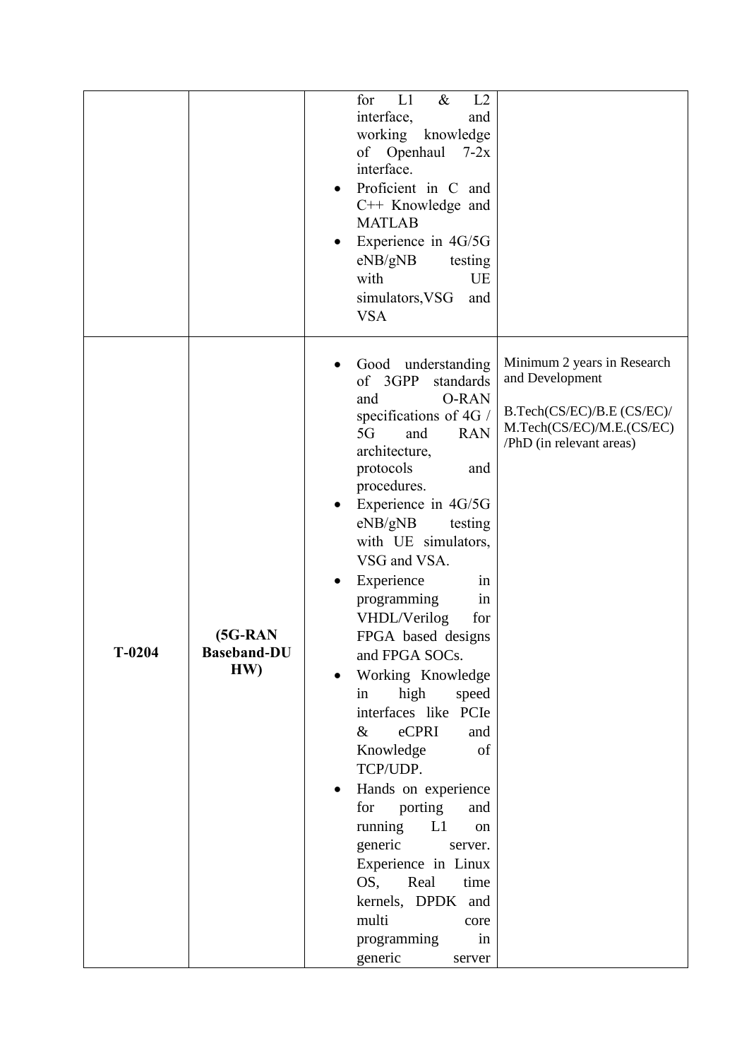| | | | |
|---|---|---|---|
| | | for L1 & L2 interface, and working knowledge of Openhaul 7-2x interface.<br>• Proficient in C and C++ Knowledge and MATLAB<br>• Experience in 4G/5G eNB/gNB testing with UE simulators,VSG and VSA | |
| **T-0204** | **(5G-RAN Baseband-DU HW)** | • Good understanding of 3GPP standards and O-RAN specifications of 4G / 5G and RAN architecture, protocols and procedures.<br>• Experience in 4G/5G eNB/gNB testing with UE simulators, VSG and VSA.<br>• Experience in programming in VHDL/Verilog for FPGA based designs and FPGA SOCs.<br>• Working Knowledge in high speed interfaces like PCIe & eCPRI and Knowledge of TCP/UDP.<br>• Hands on experience for porting and running L1 on generic server. Experience in Linux OS, Real time kernels, DPDK and multi core programming in generic server | Minimum 2 years in Research and Development<br><br>B.Tech(CS/EC)/B.E (CS/EC)/ M.Tech(CS/EC)/M.E.(CS/EC) /PhD (in relevant areas) |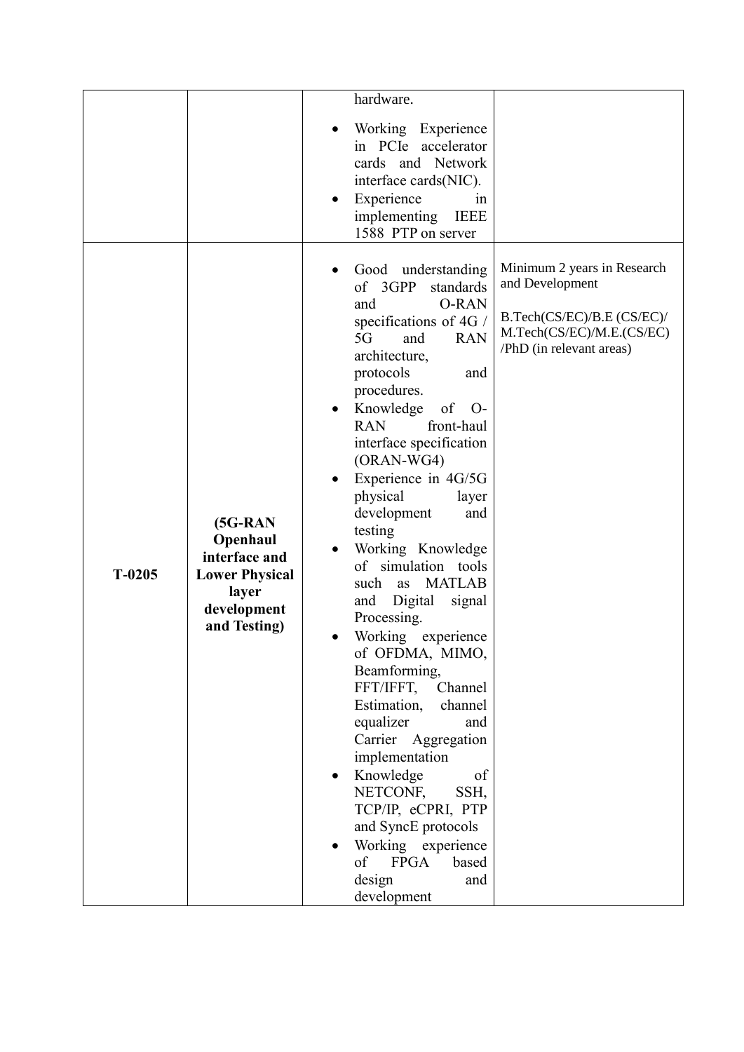| | | | |
|---|---|---|---|
| | | hardware.<br>• Working Experience in PCIe accelerator cards and Network interface cards(NIC).<br>• Experience in implementing IEEE 1588 PTP on server | |
| T-0205 | **(5G-RAN Openhaul interface and Lower Physical layer development and Testing)** | • Good understanding of 3GPP standards and O-RAN specifications of 4G / 5G and RAN architecture, protocols and procedures.<br>• Knowledge of O-RAN front-haul interface specification (ORAN-WG4)<br>• Experience in 4G/5G physical layer development and testing<br>• Working Knowledge of simulation tools such as MATLAB and Digital signal Processing.<br>• Working experience of OFDMA, MIMO, Beamforming, FFT/IFFT, Channel Estimation, channel equalizer and Carrier Aggregation implementation<br>• Knowledge of NETCONF, SSH, TCP/IP, eCPRI, PTP and SyncE protocols<br>• Working experience of FPGA based design and development | Minimum 2 years in Research and Development<br><br>B.Tech(CS/EC)/B.E (CS/EC)/ M.Tech(CS/EC)/M.E.(CS/EC) /PhD (in relevant areas) |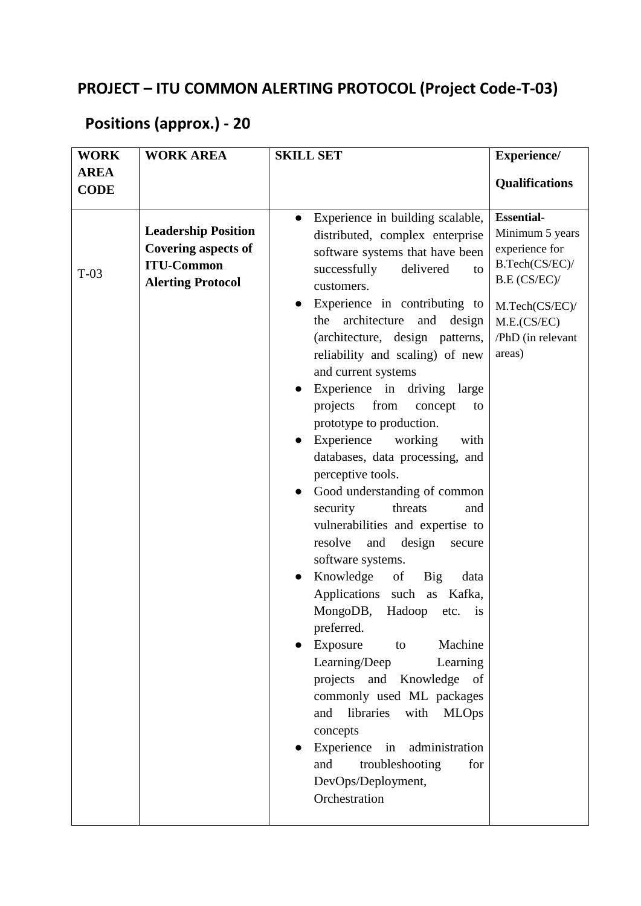## PROJECT – ITU COMMON ALERTING PROTOCOL (Project Code-T-03)

## Positions (approx.) - 20

| WORK AREA CODE | WORK AREA | SKILL SET | Experience/ Qualifications |
|---|---|---|---|
| T-03 | **Leadership Position Covering aspects of ITU-Common Alerting Protocol** | ● Experience in building scalable, distributed, complex enterprise software systems that have been successfully delivered to customers.<br>● Experience in contributing to the architecture and design (architecture, design patterns, reliability and scaling) of new and current systems<br>● Experience in driving large projects from concept to prototype to production.<br>● Experience working with databases, data processing, and perceptive tools.<br>● Good understanding of common security threats and vulnerabilities and expertise to resolve and design secure software systems.<br>● Knowledge of Big data Applications such as Kafka, MongoDB, Hadoop etc. is preferred.<br>● Exposure to Machine Learning/Deep Learning projects and Knowledge of commonly used ML packages and libraries with MLOps concepts<br>● Experience in administration and troubleshooting for DevOps/Deployment, Orchestration | **Essential**- Minimum 5 years experience for B.Tech(CS/EC)/ B.E (CS/EC)/<br><br>M.Tech(CS/EC)/ M.E.(CS/EC) /PhD (in relevant areas) |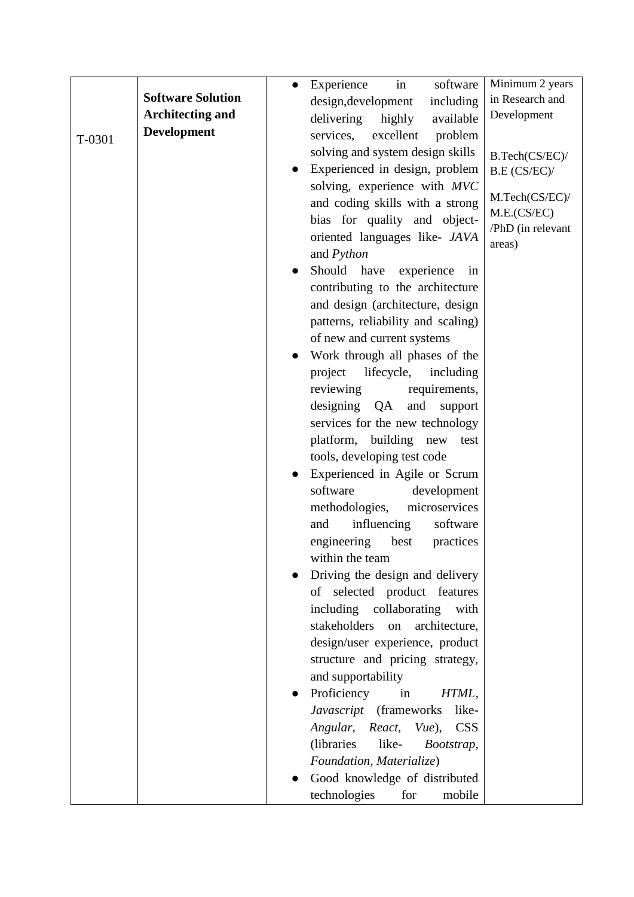| | | | |
|---|---|---|---|
| T-0301 | **Software Solution Architecting and Development** | • Experience in software design,development including delivering highly available services, excellent problem solving and system design skills<br>• Experienced in design, problem solving, experience with *MVC* and coding skills with a strong bias for quality and object-oriented languages like- *JAVA* and *Python*<br>• Should have experience in contributing to the architecture and design (architecture, design patterns, reliability and scaling) of new and current systems<br>• Work through all phases of the project lifecycle, including reviewing requirements, designing QA and support services for the new technology platform, building new test tools, developing test code<br>• Experienced in Agile or Scrum software development methodologies, microservices and influencing software engineering best practices within the team<br>• Driving the design and delivery of selected product features including collaborating with stakeholders on architecture, design/user experience, product structure and pricing strategy, and supportability<br>• Proficiency in *HTML*, *Javascript* (frameworks like- *Angular*, *React*, *Vue*), CSS (libraries like- *Bootstrap*, *Foundation*, *Materialize*)<br>• Good knowledge of distributed technologies for mobile | Minimum 2 years in Research and Development<br><br>B.Tech(CS/EC)/ B.E (CS/EC)/<br><br>M.Tech(CS/EC)/ M.E.(CS/EC) /PhD (in relevant areas) |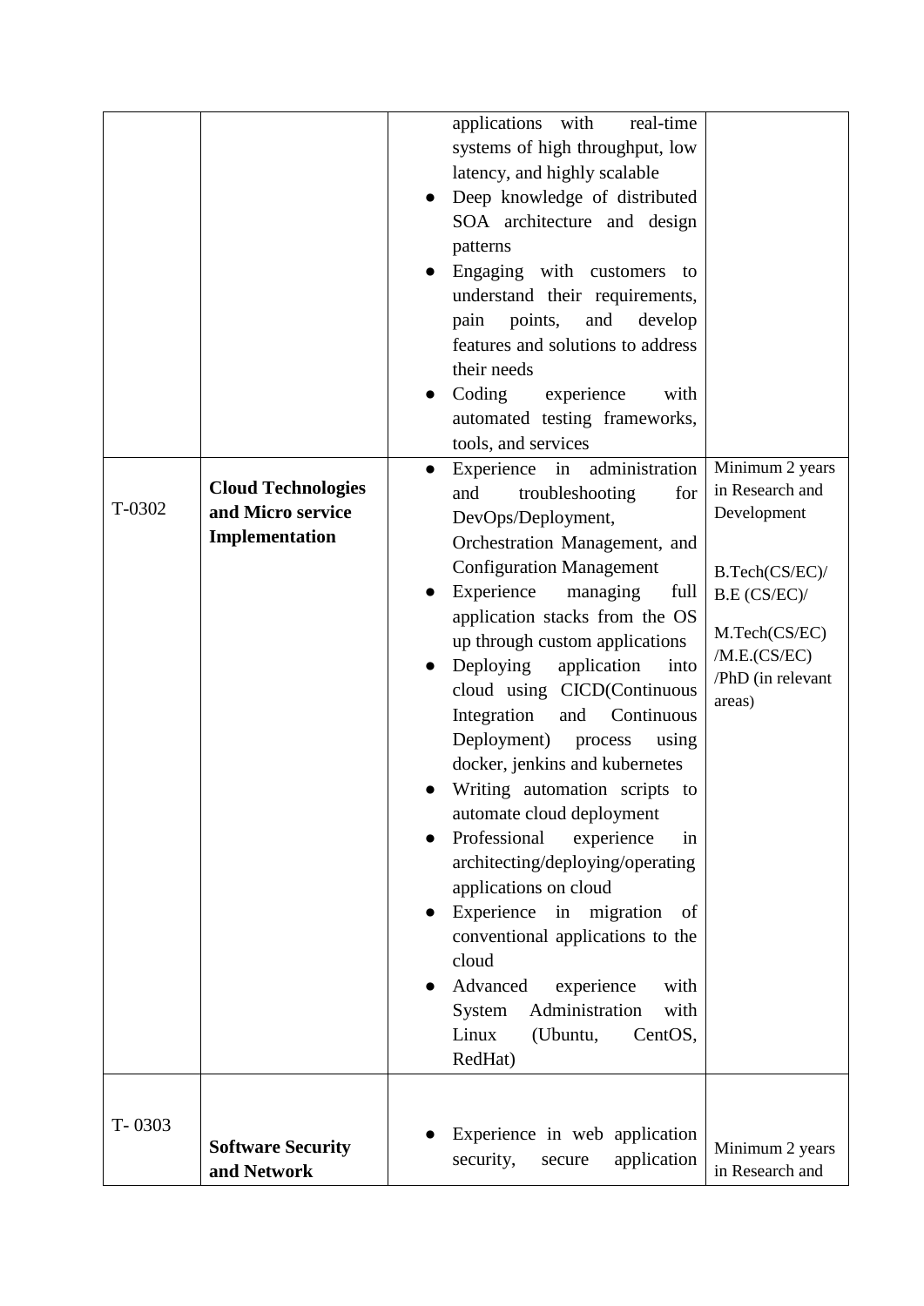|  |  |  |  |
|---|---|---|---|
|  |  | applications with real-time systems of high throughput, low latency, and highly scalable<br>● Deep knowledge of distributed SOA architecture and design patterns<br>● Engaging with customers to understand their requirements, pain points, and develop features and solutions to address their needs<br>● Coding experience with automated testing frameworks, tools, and services |  |
| T-0302 | **Cloud Technologies and Micro service Implementation** | ● Experience in administration and troubleshooting for DevOps/Deployment, Orchestration Management, and Configuration Management<br>● Experience managing full application stacks from the OS up through custom applications<br>● Deploying application into cloud using CICD(Continuous Integration and Continuous Deployment) process using docker, jenkins and kubernetes<br>● Writing automation scripts to automate cloud deployment<br>● Professional experience in architecting/deploying/operating applications on cloud<br>● Experience in migration of conventional applications to the cloud<br>● Advanced experience with System Administration with Linux (Ubuntu, CentOS, RedHat) | Minimum 2 years in Research and Development<br><br>B.Tech(CS/EC)/ B.E (CS/EC)/<br><br>M.Tech(CS/EC) /M.E.(CS/EC) /PhD (in relevant areas) |
| T- 0303 | **Software Security and Network** | ● Experience in web application security, secure application | Minimum 2 years in Research and |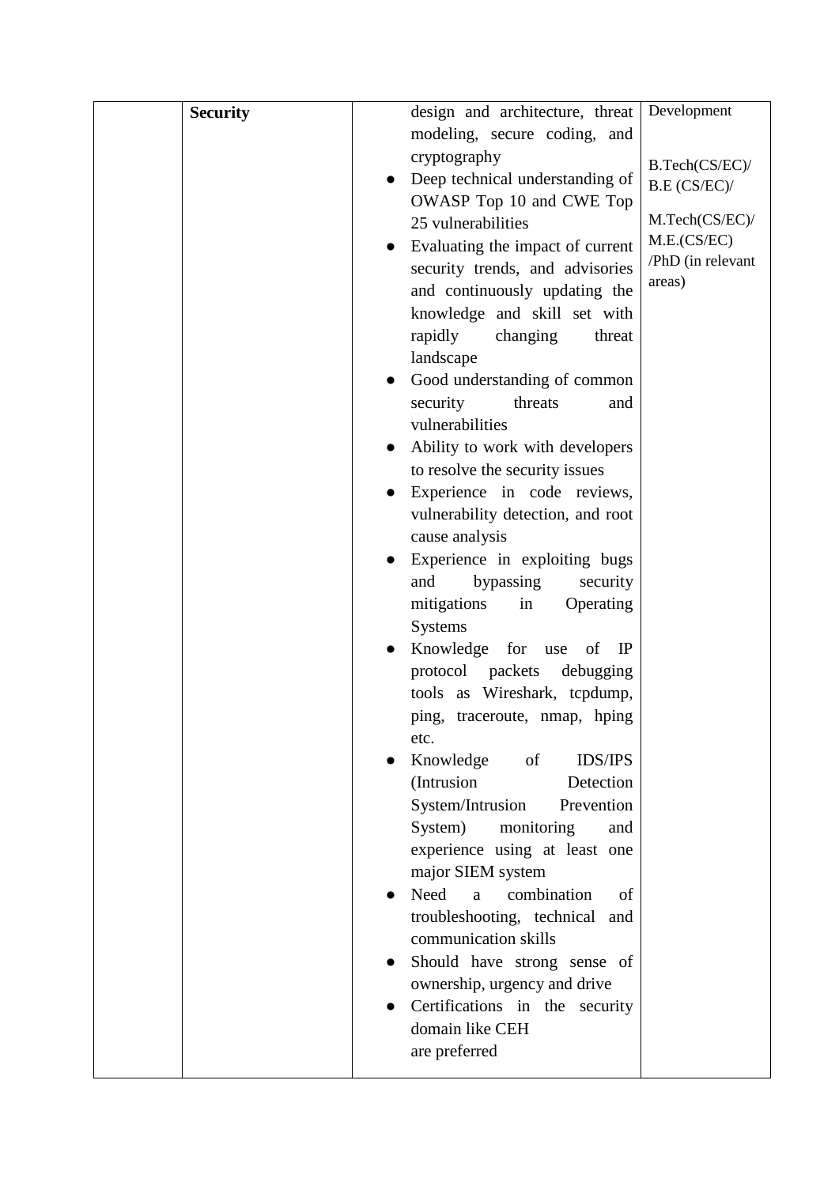|  | **Security** | design and architecture, threat modeling, secure coding, and cryptography<br>● Deep technical understanding of OWASP Top 10 and CWE Top 25 vulnerabilities<br>● Evaluating the impact of current security trends, and advisories and continuously updating the knowledge and skill set with rapidly changing threat landscape<br>● Good understanding of common security threats and vulnerabilities<br>● Ability to work with developers to resolve the security issues<br>● Experience in code reviews, vulnerability detection, and root cause analysis<br>● Experience in exploiting bugs and bypassing security mitigations in Operating Systems<br>● Knowledge for use of IP protocol packets debugging tools as Wireshark, tcpdump, ping, traceroute, nmap, hping etc.<br>● Knowledge of IDS/IPS (Intrusion Detection System/Intrusion Prevention System) monitoring and experience using at least one major SIEM system<br>● Need a combination of troubleshooting, technical and communication skills<br>● Should have strong sense of ownership, urgency and drive<br>● Certifications in the security domain like CEH are preferred | Development<br><br>B.Tech(CS/EC)/ B.E (CS/EC)/<br><br>M.Tech(CS/EC)/ M.E.(CS/EC) /PhD (in relevant areas) |
|---|---|---|---|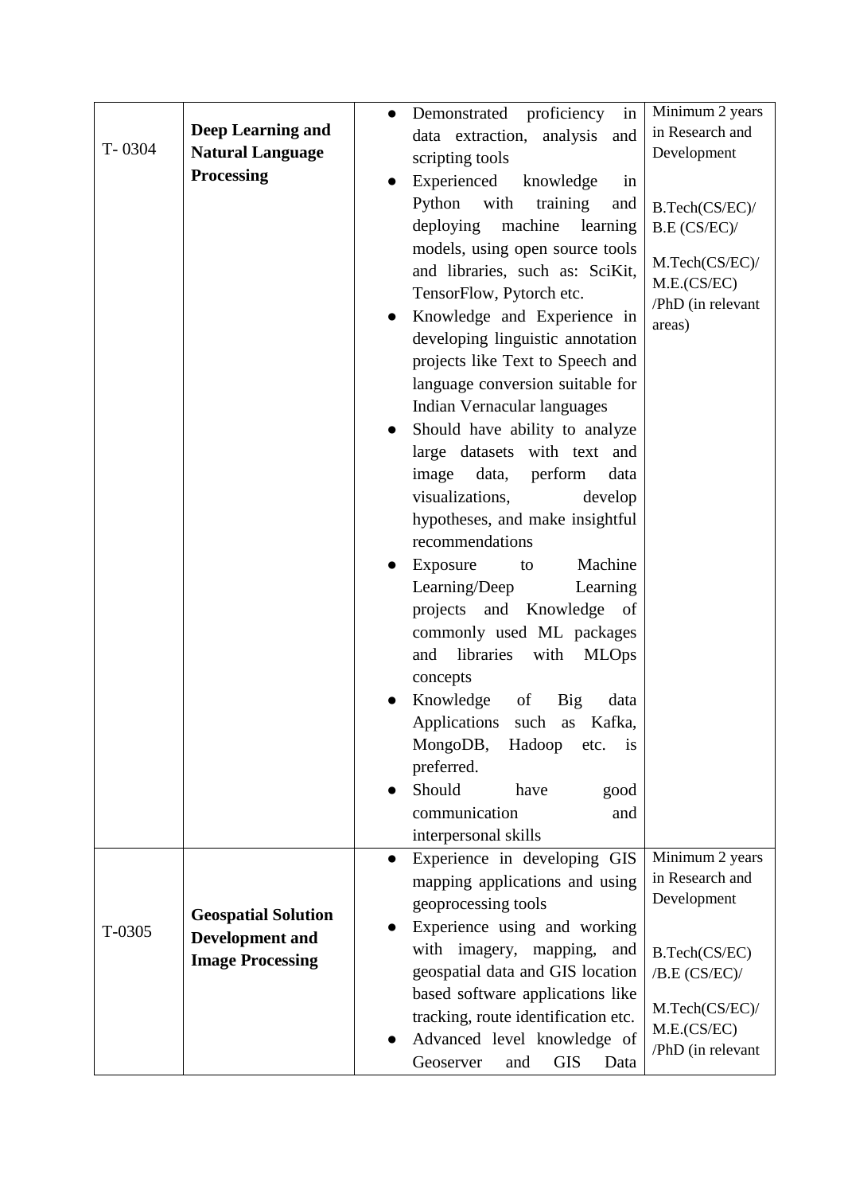| T- 0304 | **Deep Learning and Natural Language Processing** | • Demonstrated proficiency in data extraction, analysis and scripting tools<br>• Experienced knowledge in Python with training and deploying machine learning models, using open source tools and libraries, such as: SciKit, TensorFlow, Pytorch etc.<br>• Knowledge and Experience in developing linguistic annotation projects like Text to Speech and language conversion suitable for Indian Vernacular languages<br>• Should have ability to analyze large datasets with text and image data, perform data visualizations, develop hypotheses, and make insightful recommendations<br>• Exposure to Machine Learning/Deep Learning projects and Knowledge of commonly used ML packages and libraries with MLOps concepts<br>• Knowledge of Big data Applications such as Kafka, MongoDB, Hadoop etc. is preferred.<br>• Should have good communication and interpersonal skills | Minimum 2 years in Research and Development<br><br>B.Tech(CS/EC)/ B.E (CS/EC)/<br><br>M.Tech(CS/EC)/ M.E.(CS/EC) /PhD (in relevant areas) |
|---|---|---|---|
| T-0305 | **Geospatial Solution Development and Image Processing** | • Experience in developing GIS mapping applications and using geoprocessing tools<br>• Experience using and working with imagery, mapping, and geospatial data and GIS location based software applications like tracking, route identification etc.<br>• Advanced level knowledge of Geoserver and GIS Data | Minimum 2 years in Research and Development<br><br>B.Tech(CS/EC) /B.E (CS/EC)/<br><br>M.Tech(CS/EC)/ M.E.(CS/EC) /PhD (in relevant |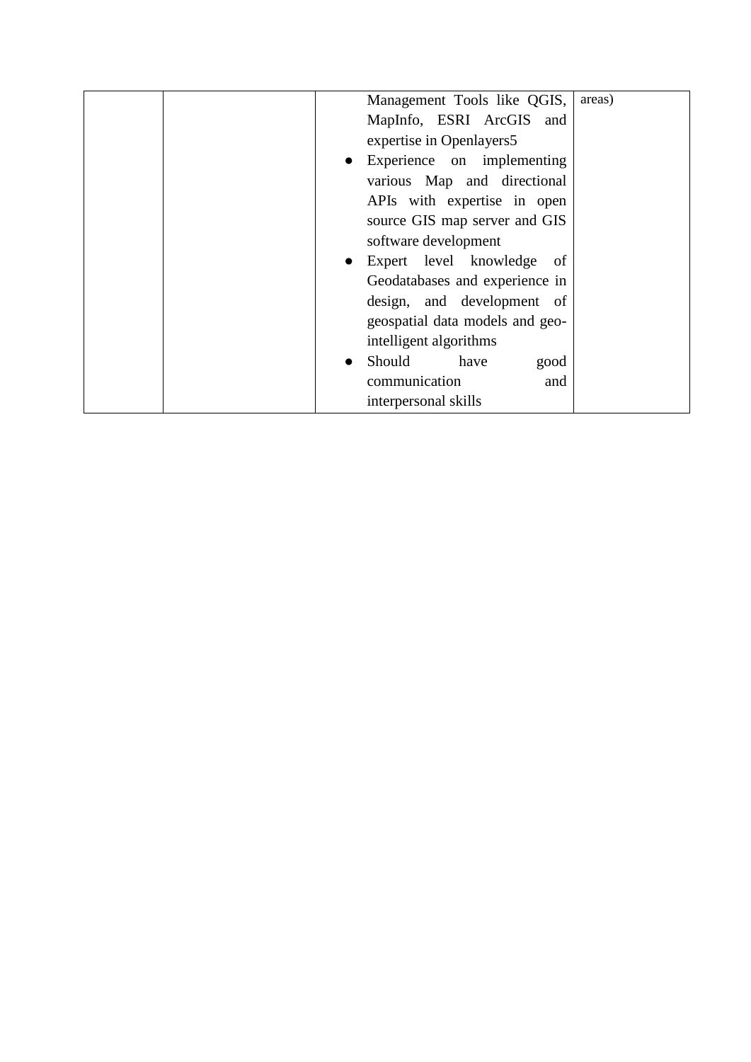|  |  |  |  |
|---|---|---|---|
|  |  | Management Tools like QGIS, MapInfo, ESRI ArcGIS and expertise in Openlayers5<br>• Experience on implementing various Map and directional APIs with expertise in open source GIS map server and GIS software development<br>• Expert level knowledge of Geodatabases and experience in design, and development of geospatial data models and geo-intelligent algorithms<br>• Should have good communication and interpersonal skills | areas) |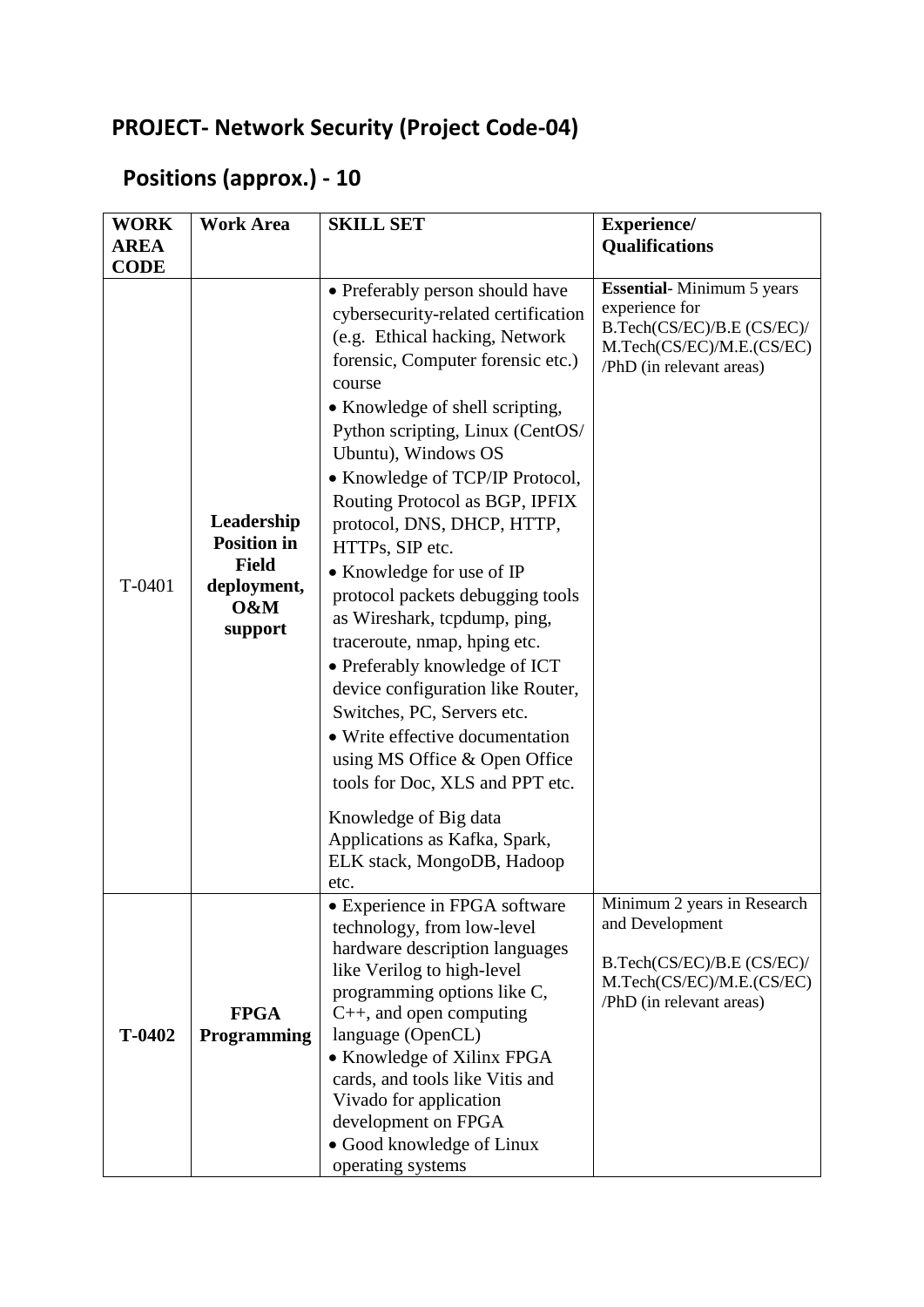## PROJECT- Network Security (Project Code-04)

## Positions (approx.) - 10

| WORK AREA CODE | Work Area | SKILL SET | Experience/ Qualifications |
|---|---|---|---|
| T-0401 | **Leadership Position in Field deployment, O&M support** | • Preferably person should have cybersecurity-related certification (e.g. Ethical hacking, Network forensic, Computer forensic etc.) course<br>• Knowledge of shell scripting, Python scripting, Linux (CentOS/ Ubuntu), Windows OS<br>• Knowledge of TCP/IP Protocol, Routing Protocol as BGP, IPFIX protocol, DNS, DHCP, HTTP, HTTPs, SIP etc.<br>• Knowledge for use of IP protocol packets debugging tools as Wireshark, tcpdump, ping, traceroute, nmap, hping etc.<br>• Preferably knowledge of ICT device configuration like Router, Switches, PC, Servers etc.<br>• Write effective documentation using MS Office & Open Office tools for Doc, XLS and PPT etc.<br>Knowledge of Big data Applications as Kafka, Spark, ELK stack, MongoDB, Hadoop etc. | **Essential**- Minimum 5 years experience for B.Tech(CS/EC)/B.E (CS/EC)/ M.Tech(CS/EC)/M.E.(CS/EC) /PhD (in relevant areas) |
| **T-0402** | **FPGA Programming** | • Experience in FPGA software technology, from low-level hardware description languages like Verilog to high-level programming options like C, C++, and open computing language (OpenCL)<br>• Knowledge of Xilinx FPGA cards, and tools like Vitis and Vivado for application development on FPGA<br>• Good knowledge of Linux operating systems | Minimum 2 years in Research and Development<br>B.Tech(CS/EC)/B.E (CS/EC)/ M.Tech(CS/EC)/M.E.(CS/EC) /PhD (in relevant areas) |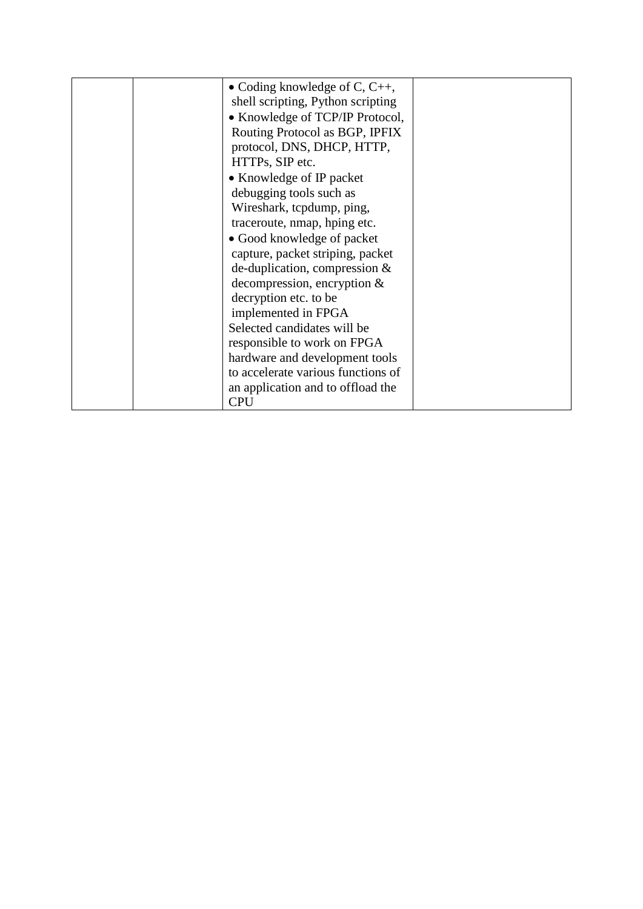|  |  |  |  |
|---|---|---|---|
|  |  | • Coding knowledge of C, C++, shell scripting, Python scripting<br>• Knowledge of TCP/IP Protocol, Routing Protocol as BGP, IPFIX protocol, DNS, DHCP, HTTP, HTTPs, SIP etc.<br>• Knowledge of IP packet debugging tools such as Wireshark, tcpdump, ping, traceroute, nmap, hping etc.<br>• Good knowledge of packet capture, packet striping, packet de-duplication, compression & decompression, encryption & decryption etc. to be implemented in FPGA<br>Selected candidates will be responsible to work on FPGA hardware and development tools to accelerate various functions of an application and to offload the CPU |  |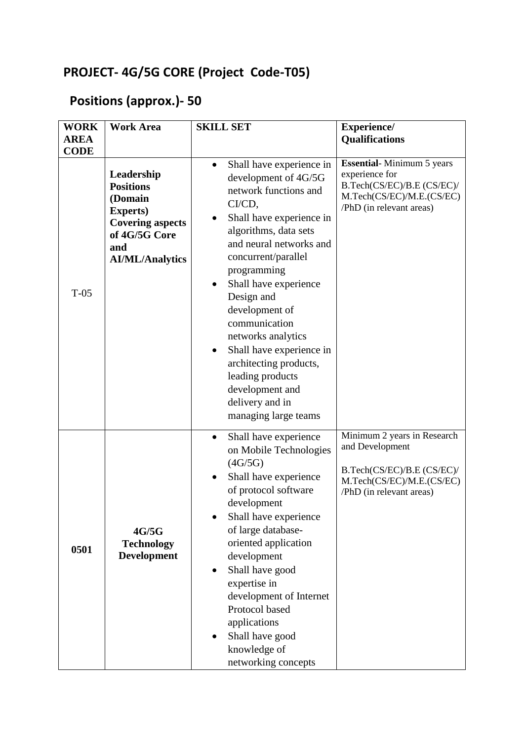## PROJECT- 4G/5G CORE (Project Code-T05)

## Positions (approx.)- 50

| WORK AREA CODE | Work Area | SKILL SET | Experience/ Qualifications |
|---|---|---|---|
| T-05 | **Leadership Positions (Domain Experts) Covering aspects of 4G/5G Core and AI/ML/Analytics** | • Shall have experience in development of 4G/5G network functions and CI/CD,<br>• Shall have experience in algorithms, data sets and neural networks and concurrent/parallel programming<br>• Shall have experience Design and development of communication networks analytics<br>• Shall have experience in architecting products, leading products development and delivery and in managing large teams | **Essential**- Minimum 5 years experience for B.Tech(CS/EC)/B.E (CS/EC)/ M.Tech(CS/EC)/M.E.(CS/EC) /PhD (in relevant areas) |
| **0501** | **4G/5G Technology Development** | • Shall have experience on Mobile Technologies (4G/5G)<br>• Shall have experience of protocol software development<br>• Shall have experience of large database-oriented application development<br>• Shall have good expertise in development of Internet Protocol based applications<br>• Shall have good knowledge of networking concepts | Minimum 2 years in Research and Development<br><br>B.Tech(CS/EC)/B.E (CS/EC)/ M.Tech(CS/EC)/M.E.(CS/EC) /PhD (in relevant areas) |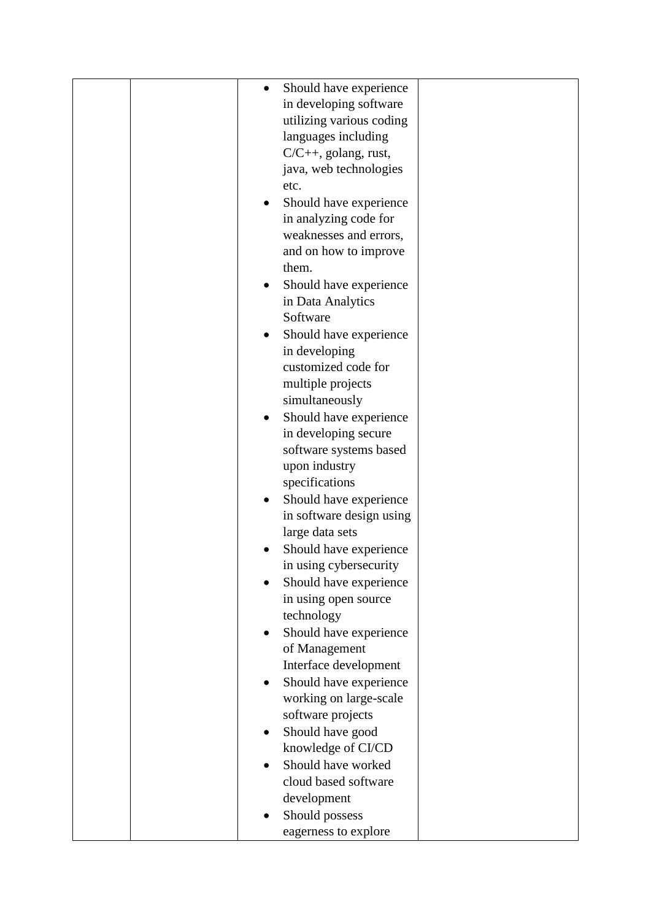| | | | |
|---|---|---|---|
| | | • Should have experience in developing software utilizing various coding languages including C/C++, golang, rust, java, web technologies etc.<br>• Should have experience in analyzing code for weaknesses and errors, and on how to improve them.<br>• Should have experience in Data Analytics Software<br>• Should have experience in developing customized code for multiple projects simultaneously<br>• Should have experience in developing secure software systems based upon industry specifications<br>• Should have experience in software design using large data sets<br>• Should have experience in using cybersecurity<br>• Should have experience in using open source technology<br>• Should have experience of Management Interface development<br>• Should have experience working on large-scale software projects<br>• Should have good knowledge of CI/CD<br>• Should have worked cloud based software development<br>• Should possess eagerness to explore | |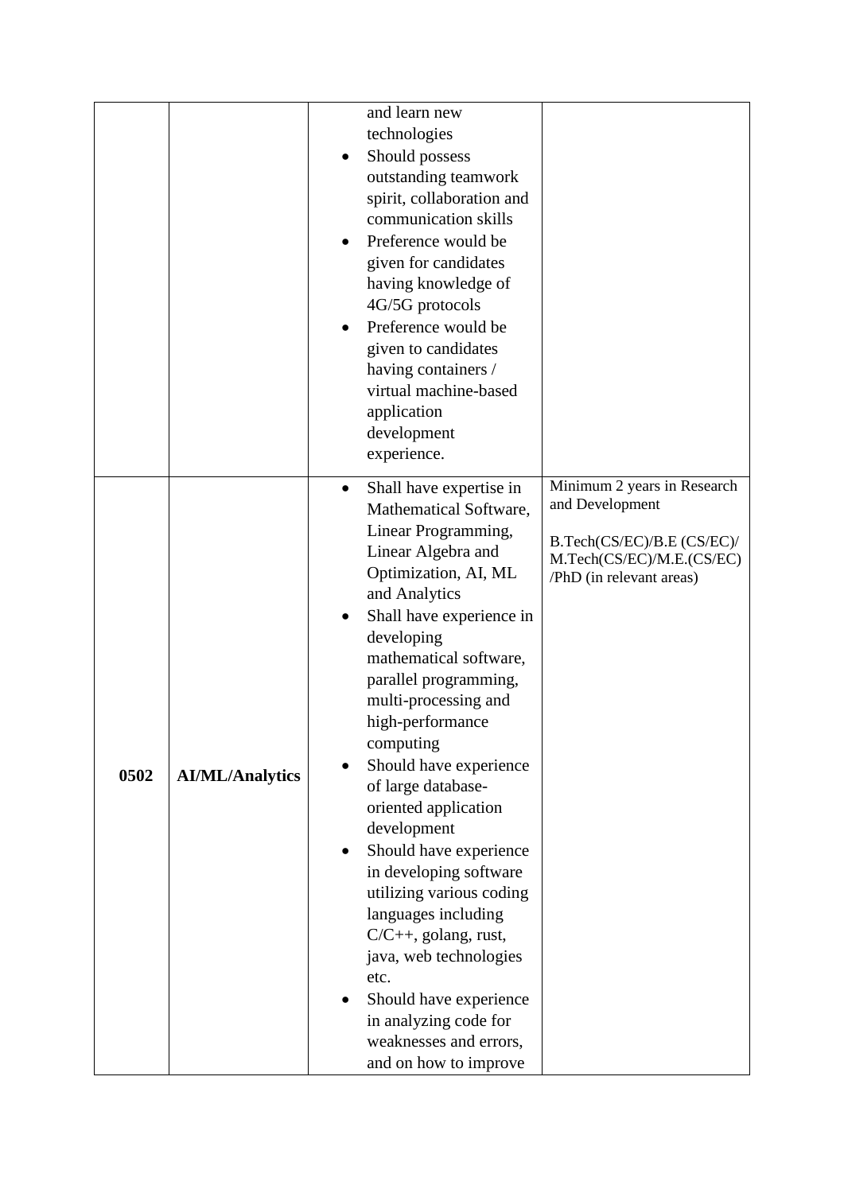| | | | |
|---|---|---|---|
| | | and learn new technologies<br>• Should possess outstanding teamwork spirit, collaboration and communication skills<br>• Preference would be given for candidates having knowledge of 4G/5G protocols<br>• Preference would be given to candidates having containers / virtual machine-based application development experience. | |
| **0502** | **AI/ML/Analytics** | • Shall have expertise in Mathematical Software, Linear Programming, Linear Algebra and Optimization, AI, ML and Analytics<br>• Shall have experience in developing mathematical software, parallel programming, multi-processing and high-performance computing<br>• Should have experience of large database-oriented application development<br>• Should have experience in developing software utilizing various coding languages including C/C++, golang, rust, java, web technologies etc.<br>• Should have experience in analyzing code for weaknesses and errors, and on how to improve | Minimum 2 years in Research and Development<br><br>B.Tech(CS/EC)/B.E (CS/EC)/ M.Tech(CS/EC)/M.E.(CS/EC) /PhD (in relevant areas) |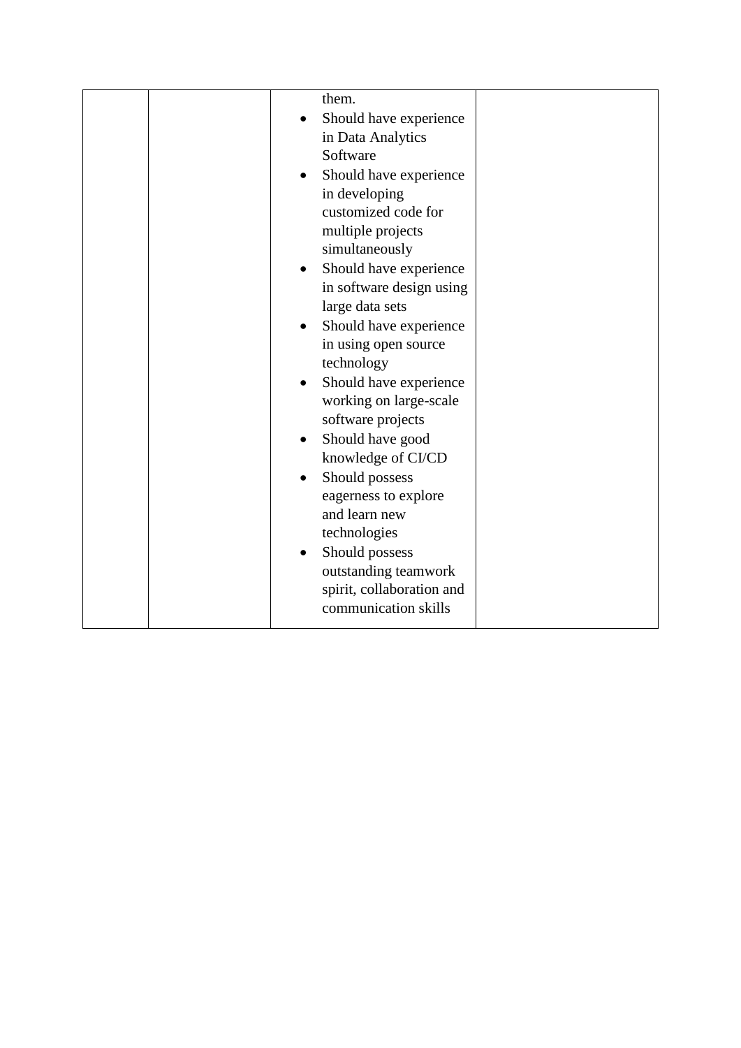| | | them.<br>• Should have experience in Data Analytics Software<br>• Should have experience in developing customized code for multiple projects simultaneously<br>• Should have experience in software design using large data sets<br>• Should have experience in using open source technology<br>• Should have experience working on large-scale software projects<br>• Should have good knowledge of CI/CD<br>• Should possess eagerness to explore and learn new technologies<br>• Should possess outstanding teamwork spirit, collaboration and communication skills | |
|---|---|---|---|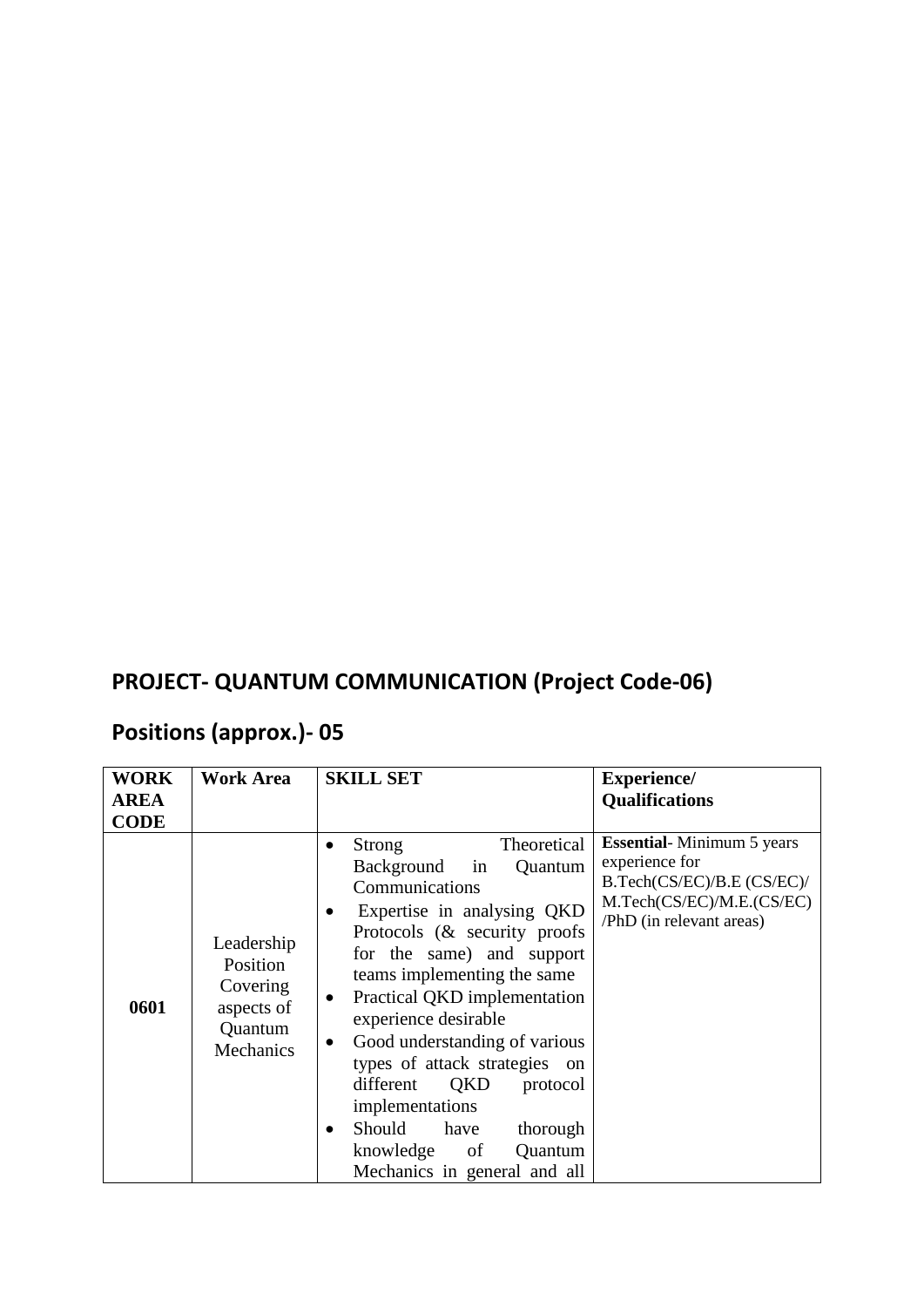## PROJECT- QUANTUM COMMUNICATION (Project Code-06)

## Positions (approx.)- 05

| WORK AREA CODE | Work Area | SKILL SET | Experience/ Qualifications |
|---|---|---|---|
| **0601** | Leadership Position Covering aspects of Quantum Mechanics | • Strong Theoretical Background in Quantum Communications<br>• Expertise in analysing QKD Protocols (& security proofs for the same) and support teams implementing the same<br>• Practical QKD implementation experience desirable<br>• Good understanding of various types of attack strategies on different QKD protocol implementations<br>• Should have thorough knowledge of Quantum Mechanics in general and all | **Essential**- Minimum 5 years experience for B.Tech(CS/EC)/B.E (CS/EC)/ M.Tech(CS/EC)/M.E.(CS/EC) /PhD (in relevant areas) |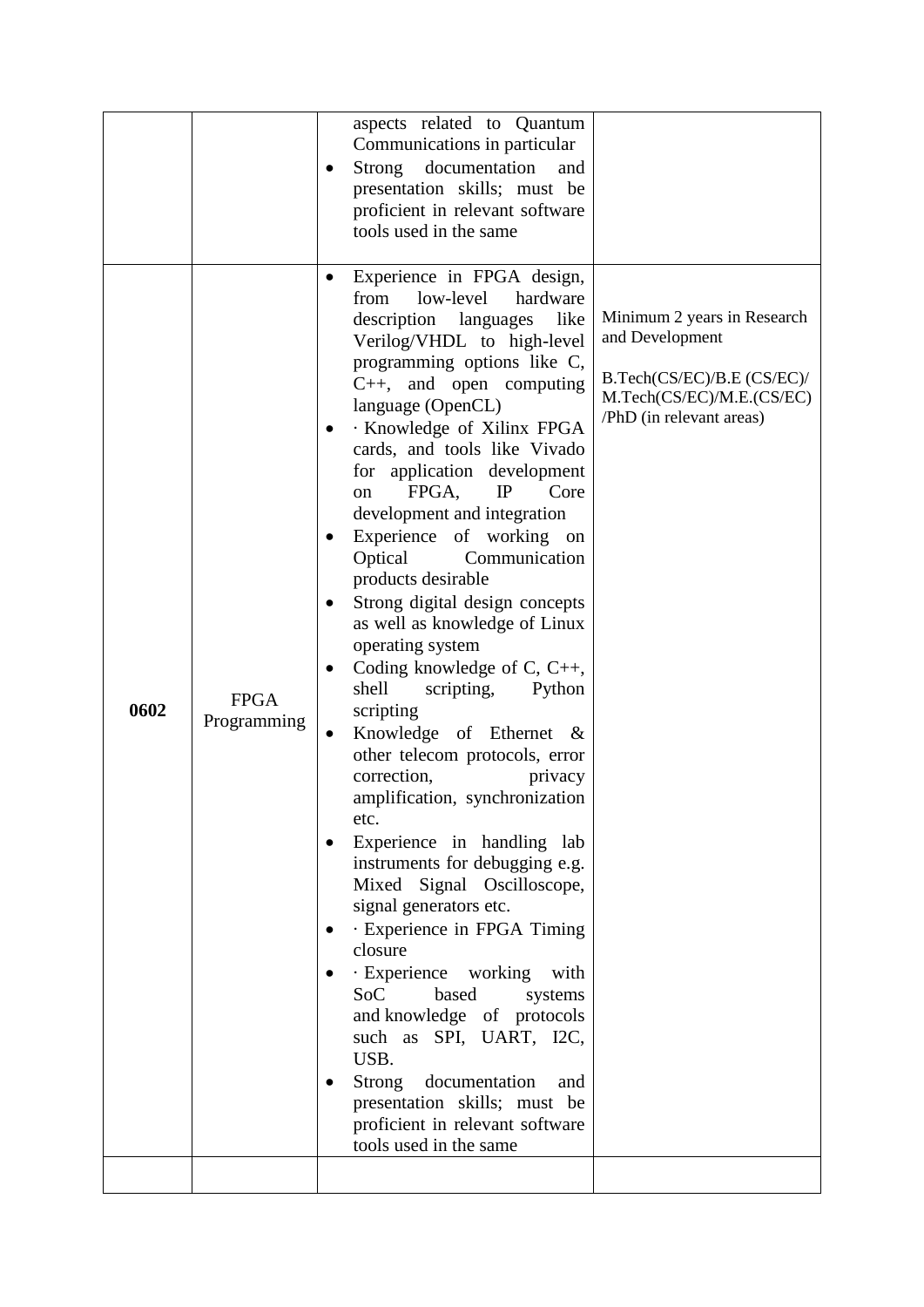| | | | |
|---|---|---|---|
| | | aspects related to Quantum Communications in particular<br>• Strong documentation and presentation skills; must be proficient in relevant software tools used in the same | |
| **0602** | FPGA Programming | • Experience in FPGA design, from low-level hardware description languages like Verilog/VHDL to high-level programming options like C, C++, and open computing language (OpenCL)<br>• · Knowledge of Xilinx FPGA cards, and tools like Vivado for application development on FPGA, IP Core development and integration<br>• Experience of working on Optical Communication products desirable<br>• Strong digital design concepts as well as knowledge of Linux operating system<br>• Coding knowledge of C, C++, shell scripting, Python scripting<br>• Knowledge of Ethernet & other telecom protocols, error correction, privacy amplification, synchronization etc.<br>• Experience in handling lab instruments for debugging e.g. Mixed Signal Oscilloscope, signal generators etc.<br>• · Experience in FPGA Timing closure<br>• · Experience working with SoC based systems and knowledge of protocols such as SPI, UART, I2C, USB.<br>• Strong documentation and presentation skills; must be proficient in relevant software tools used in the same | Minimum 2 years in Research and Development<br><br>B.Tech(CS/EC)/B.E (CS/EC)/ M.Tech(CS/EC)/M.E.(CS/EC) /PhD (in relevant areas) |
| | | | |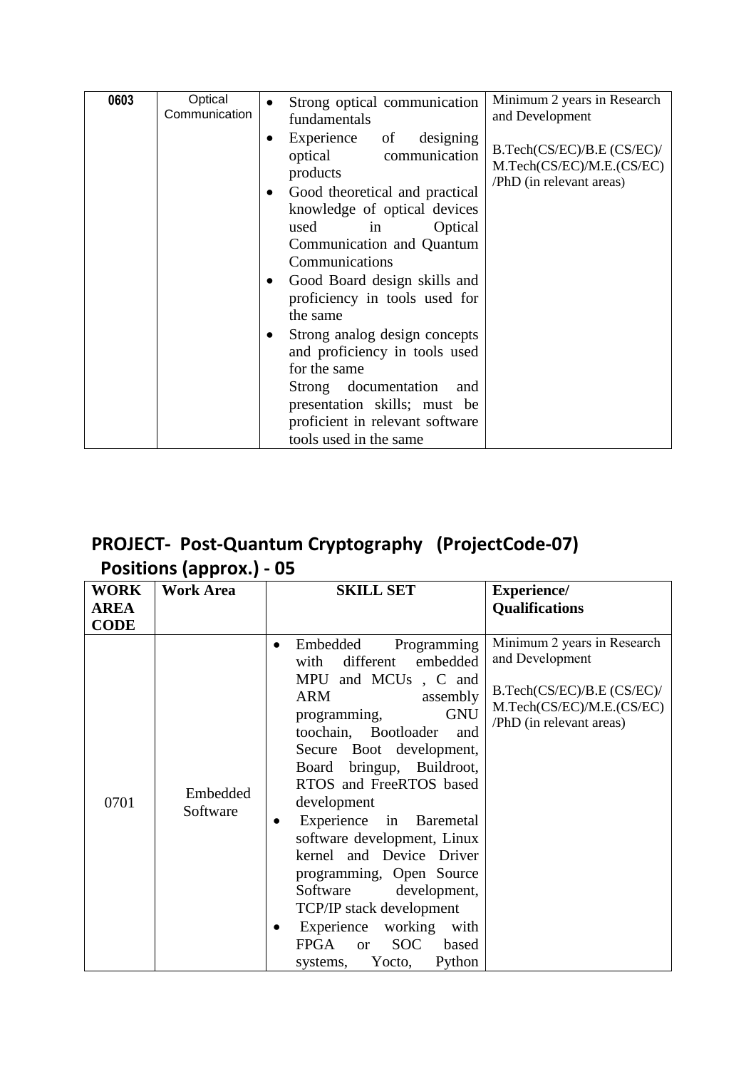| 0603 | Optical Communication | <ul><li>Strong optical communication fundamentals</li><li>Experience of designing optical communication products</li><li>Good theoretical and practical knowledge of optical devices used in Optical Communication and Quantum Communications</li><li>Good Board design skills and proficiency in tools used for the same</li><li>Strong analog design concepts and proficiency in tools used for the same</li></ul>Strong documentation and presentation skills; must be proficient in relevant software tools used in the same | Minimum 2 years in Research and Development<br><br>B.Tech(CS/EC)/B.E (CS/EC)/ M.Tech(CS/EC)/M.E.(CS/EC) /PhD (in relevant areas) |
|---|---|---|---|

## PROJECT- Post-Quantum Cryptography (ProjectCode-07)

## Positions (approx.) - 05

| WORK AREA CODE | Work Area | SKILL SET | Experience/ Qualifications |
|---|---|---|---|
| 0701 | Embedded Software | <ul><li>Embedded Programming with different embedded MPU and MCUs , C and ARM assembly programming, GNU toochain, Bootloader and Secure Boot development, Board bringup, Buildroot, RTOS and FreeRTOS based development</li><li>Experience in Baremetal software development, Linux kernel and Device Driver programming, Open Source Software development, TCP/IP stack development</li><li>Experience working with FPGA or SOC based systems, Yocto, Python</li></ul> | Minimum 2 years in Research and Development<br><br>B.Tech(CS/EC)/B.E (CS/EC)/ M.Tech(CS/EC)/M.E.(CS/EC) /PhD (in relevant areas) |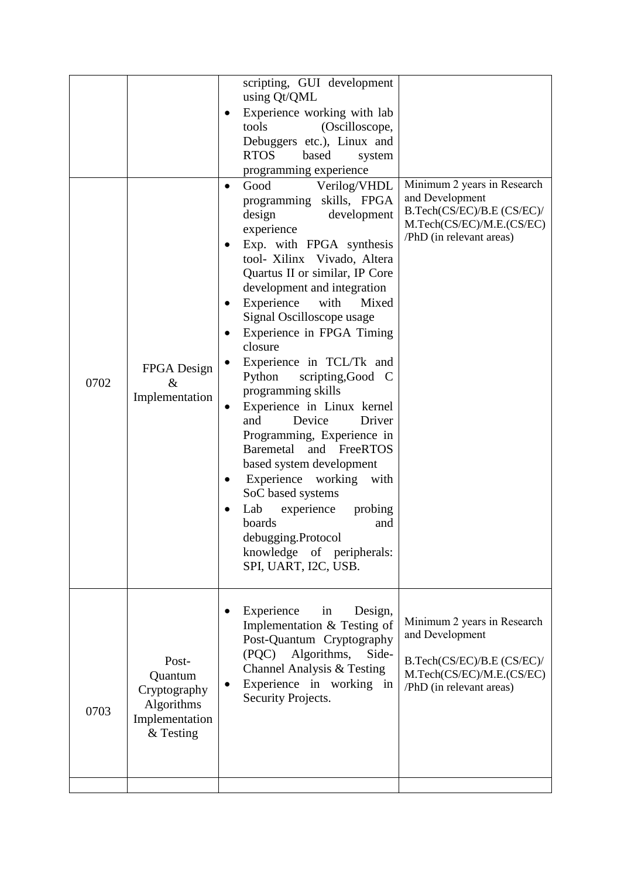| | | | |
|---|---|---|---|
| | | scripting, GUI development using Qt/QML<br>• Experience working with lab tools (Oscilloscope, Debuggers etc.), Linux and RTOS based system programming experience | |
| 0702 | FPGA Design & Implementation | • Good Verilog/VHDL programming skills, FPGA design development experience<br>• Exp. with FPGA synthesis tool- Xilinx Vivado, Altera Quartus II or similar, IP Core development and integration<br>• Experience with Mixed Signal Oscilloscope usage<br>• Experience in FPGA Timing closure<br>• Experience in TCL/Tk and Python scripting,Good C programming skills<br>• Experience in Linux kernel and Device Driver Programming, Experience in Baremetal and FreeRTOS based system development<br>• Experience working with SoC based systems<br>• Lab experience probing boards and debugging.Protocol knowledge of peripherals: SPI, UART, I2C, USB. | Minimum 2 years in Research and Development<br>B.Tech(CS/EC)/B.E (CS/EC)/ M.Tech(CS/EC)/M.E.(CS/EC) /PhD (in relevant areas) |
| 0703 | Post-Quantum Cryptography Algorithms Implementation & Testing | • Experience in Design, Implementation & Testing of Post-Quantum Cryptography (PQC) Algorithms, Side-Channel Analysis & Testing<br>• Experience in working in Security Projects. | Minimum 2 years in Research and Development<br>B.Tech(CS/EC)/B.E (CS/EC)/ M.Tech(CS/EC)/M.E.(CS/EC) /PhD (in relevant areas) |
| | | | |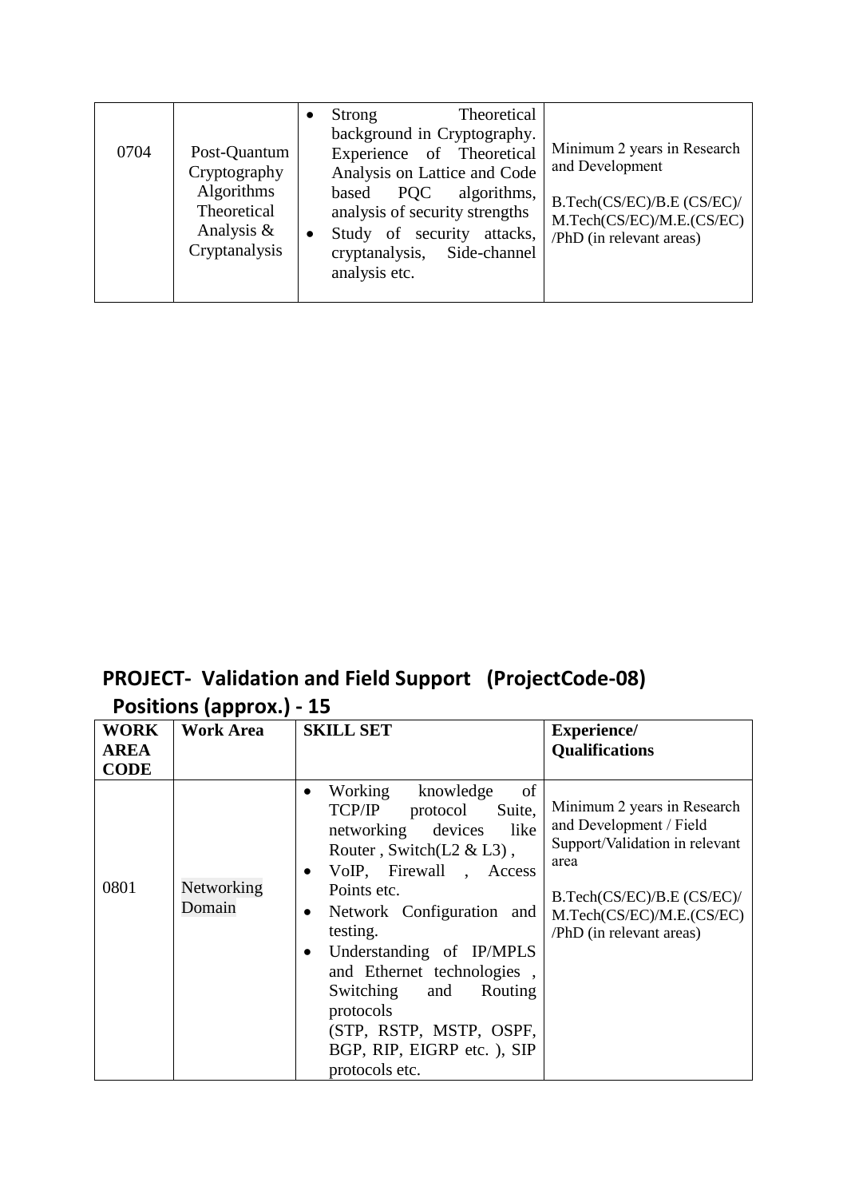| | | | |
|---|---|---|---|
| 0704 | Post-Quantum Cryptography Algorithms Theoretical Analysis & Cryptanalysis | • Strong Theoretical background in Cryptography. Experience of Theoretical Analysis on Lattice and Code based PQC algorithms, analysis of security strengths<br>• Study of security attacks, cryptanalysis, Side-channel analysis etc. | Minimum 2 years in Research and Development<br><br>B.Tech(CS/EC)/B.E (CS/EC)/ M.Tech(CS/EC)/M.E.(CS/EC) /PhD (in relevant areas) |

## PROJECT- Validation and Field Support (ProjectCode-08)

## Positions (approx.) - 15

| WORK AREA CODE | Work Area | SKILL SET | Experience/ Qualifications |
|---|---|---|---|
| 0801 | Networking Domain | • Working knowledge of TCP/IP protocol Suite, networking devices like Router , Switch(L2 & L3) ,<br>• VoIP, Firewall , Access Points etc.<br>• Network Configuration and testing.<br>• Understanding of IP/MPLS and Ethernet technologies , Switching and Routing protocols (STP, RSTP, MSTP, OSPF, BGP, RIP, EIGRP etc. ), SIP protocols etc. | Minimum 2 years in Research and Development / Field Support/Validation in relevant area<br><br>B.Tech(CS/EC)/B.E (CS/EC)/ M.Tech(CS/EC)/M.E.(CS/EC) /PhD (in relevant areas) |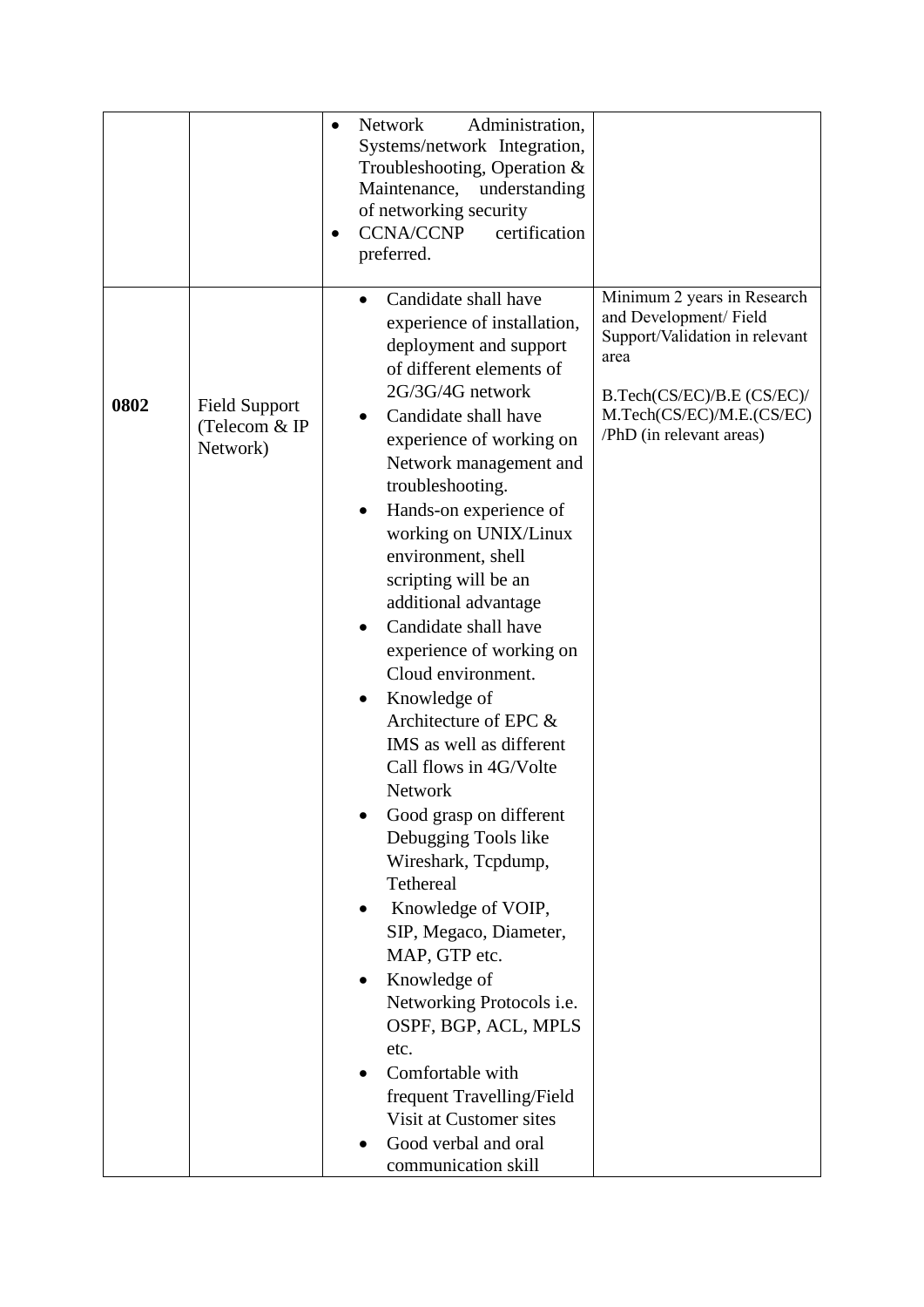| | | | |
|---|---|---|---|
| | | • Network Administration, Systems/network Integration, Troubleshooting, Operation & Maintenance, understanding of networking security<br>• CCNA/CCNP certification preferred. | |
| **0802** | Field Support (Telecom & IP Network) | • Candidate shall have experience of installation, deployment and support of different elements of 2G/3G/4G network<br>• Candidate shall have experience of working on Network management and troubleshooting.<br>• Hands-on experience of working on UNIX/Linux environment, shell scripting will be an additional advantage<br>• Candidate shall have experience of working on Cloud environment.<br>• Knowledge of Architecture of EPC & IMS as well as different Call flows in 4G/Volte Network<br>• Good grasp on different Debugging Tools like Wireshark, Tcpdump, Tethereal<br>• Knowledge of VOIP, SIP, Megaco, Diameter, MAP, GTP etc.<br>• Knowledge of Networking Protocols i.e. OSPF, BGP, ACL, MPLS etc.<br>• Comfortable with frequent Travelling/Field Visit at Customer sites<br>• Good verbal and oral communication skill | Minimum 2 years in Research and Development/ Field Support/Validation in relevant area<br><br>B.Tech(CS/EC)/B.E (CS/EC)/ M.Tech(CS/EC)/M.E.(CS/EC) /PhD (in relevant areas) |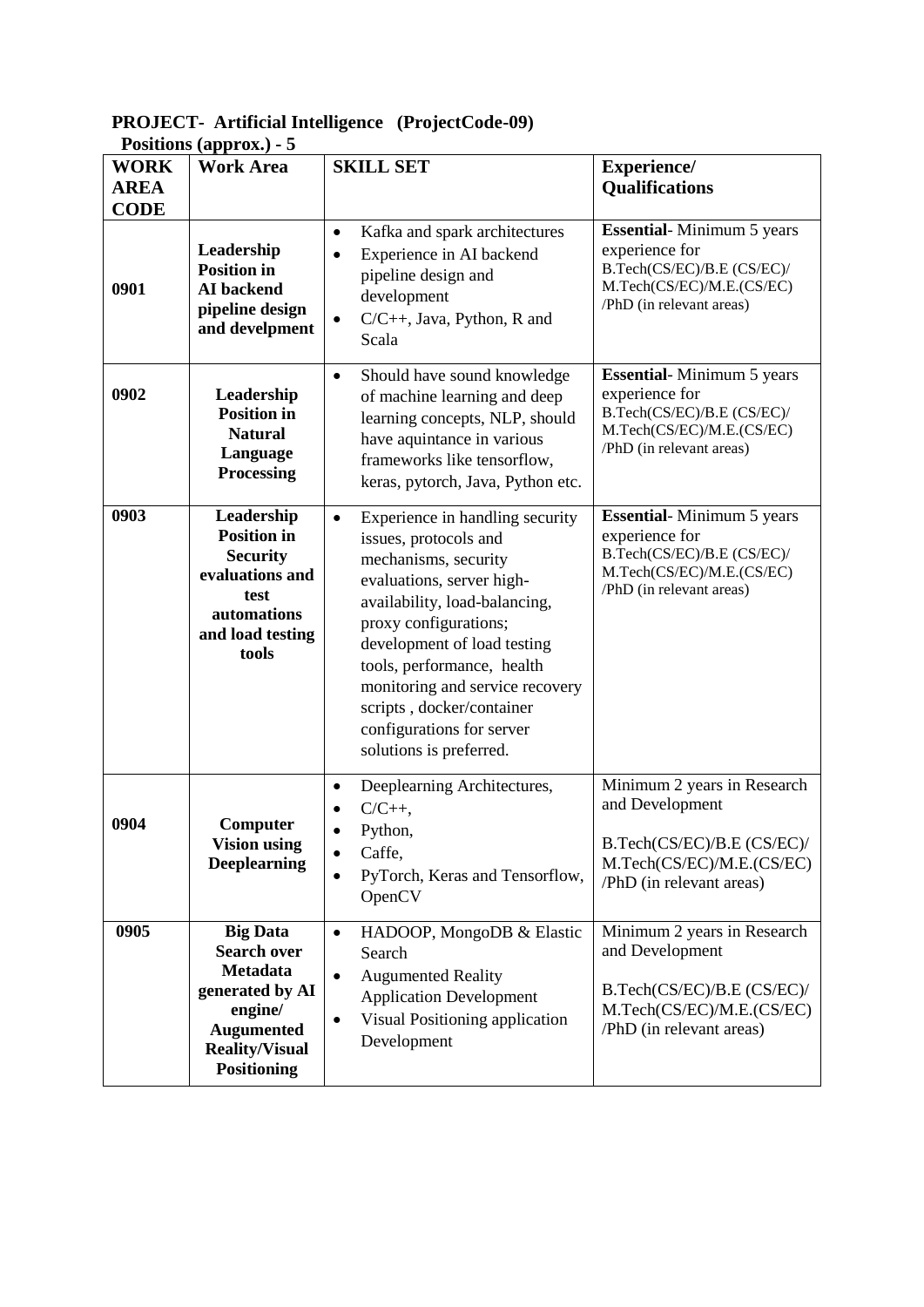**PROJECT- Artificial Intelligence (ProjectCode-09)**

**Positions (approx.) - 5**

| WORK AREA CODE | Work Area | SKILL SET | Experience/ Qualifications |
|---|---|---|---|
| 0901 | **Leadership Position in AI backend pipeline design and develpment** | • Kafka and spark architectures<br>• Experience in AI backend pipeline design and development<br>• C/C++, Java, Python, R and Scala | **Essential**- Minimum 5 years experience for B.Tech(CS/EC)/B.E (CS/EC)/ M.Tech(CS/EC)/M.E.(CS/EC) /PhD (in relevant areas) |
| 0902 | **Leadership Position in Natural Language Processing** | • Should have sound knowledge of machine learning and deep learning concepts, NLP, should have aquintance in various frameworks like tensorflow, keras, pytorch, Java, Python etc. | **Essential**- Minimum 5 years experience for B.Tech(CS/EC)/B.E (CS/EC)/ M.Tech(CS/EC)/M.E.(CS/EC) /PhD (in relevant areas) |
| 0903 | **Leadership Position in Security evaluations and test automations and load testing tools** | • Experience in handling security issues, protocols and mechanisms, security evaluations, server high-availability, load-balancing, proxy configurations; development of load testing tools, performance, health monitoring and service recovery scripts , docker/container configurations for server solutions is preferred. | **Essential**- Minimum 5 years experience for B.Tech(CS/EC)/B.E (CS/EC)/ M.Tech(CS/EC)/M.E.(CS/EC) /PhD (in relevant areas) |
| 0904 | **Computer Vision using Deeplearning** | • Deeplearning Architectures,<br>• C/C++,<br>• Python,<br>• Caffe,<br>• PyTorch, Keras and Tensorflow, OpenCV | Minimum 2 years in Research and Development<br><br>B.Tech(CS/EC)/B.E (CS/EC)/ M.Tech(CS/EC)/M.E.(CS/EC) /PhD (in relevant areas) |
| 0905 | **Big Data Search over Metadata generated by AI engine/ Augumented Reality/Visual Positioning** | • HADOOP, MongoDB & Elastic Search<br>• Augumented Reality Application Development<br>• Visual Positioning application Development | Minimum 2 years in Research and Development<br><br>B.Tech(CS/EC)/B.E (CS/EC)/ M.Tech(CS/EC)/M.E.(CS/EC) /PhD (in relevant areas) |